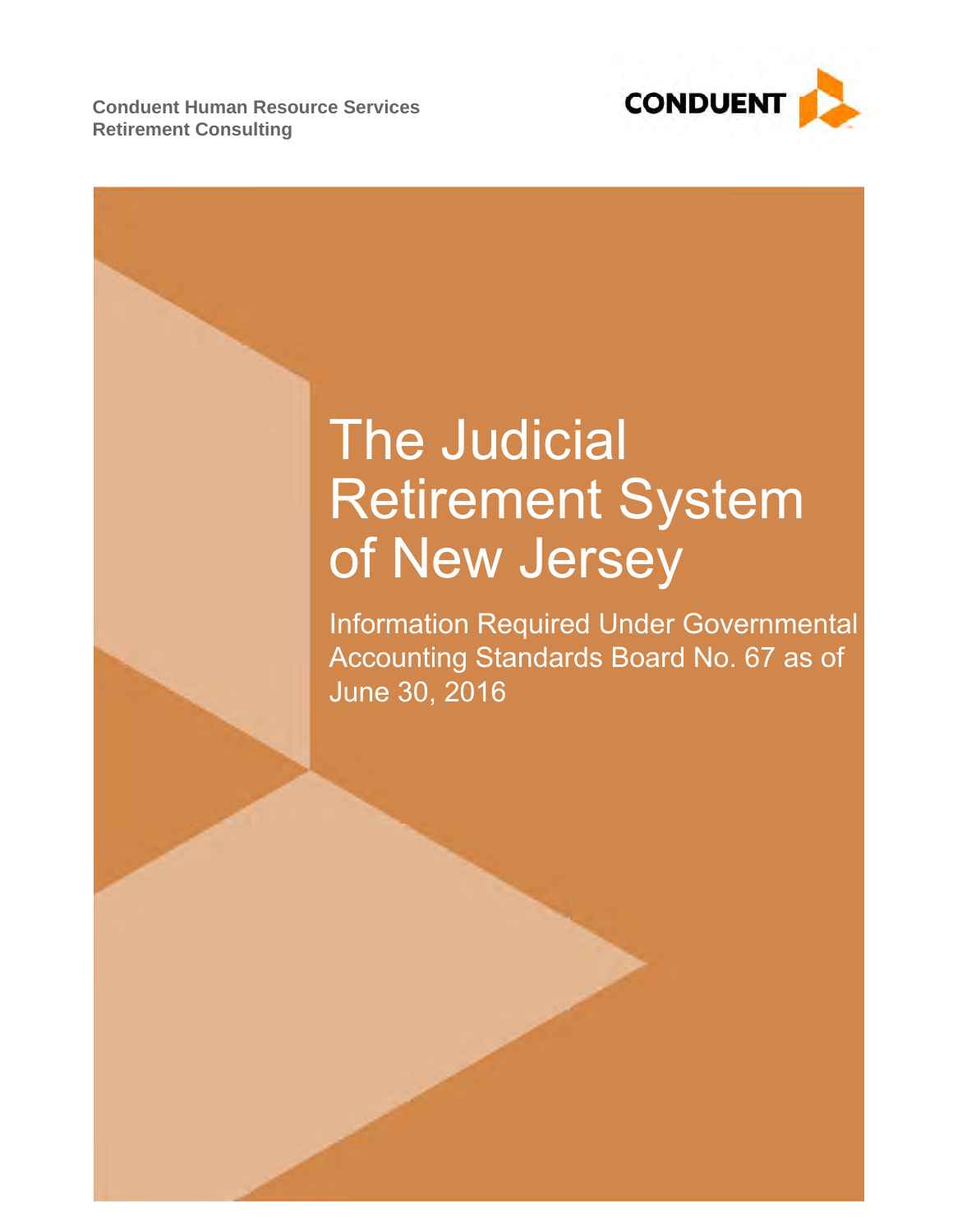Conduent Human Resource Services
Retirement Consulting

CONDUENT

# The Judicial Retirement System of New Jersey

Information Required Under Governmental Accounting Standards Board No. 67 as of June 30, 2016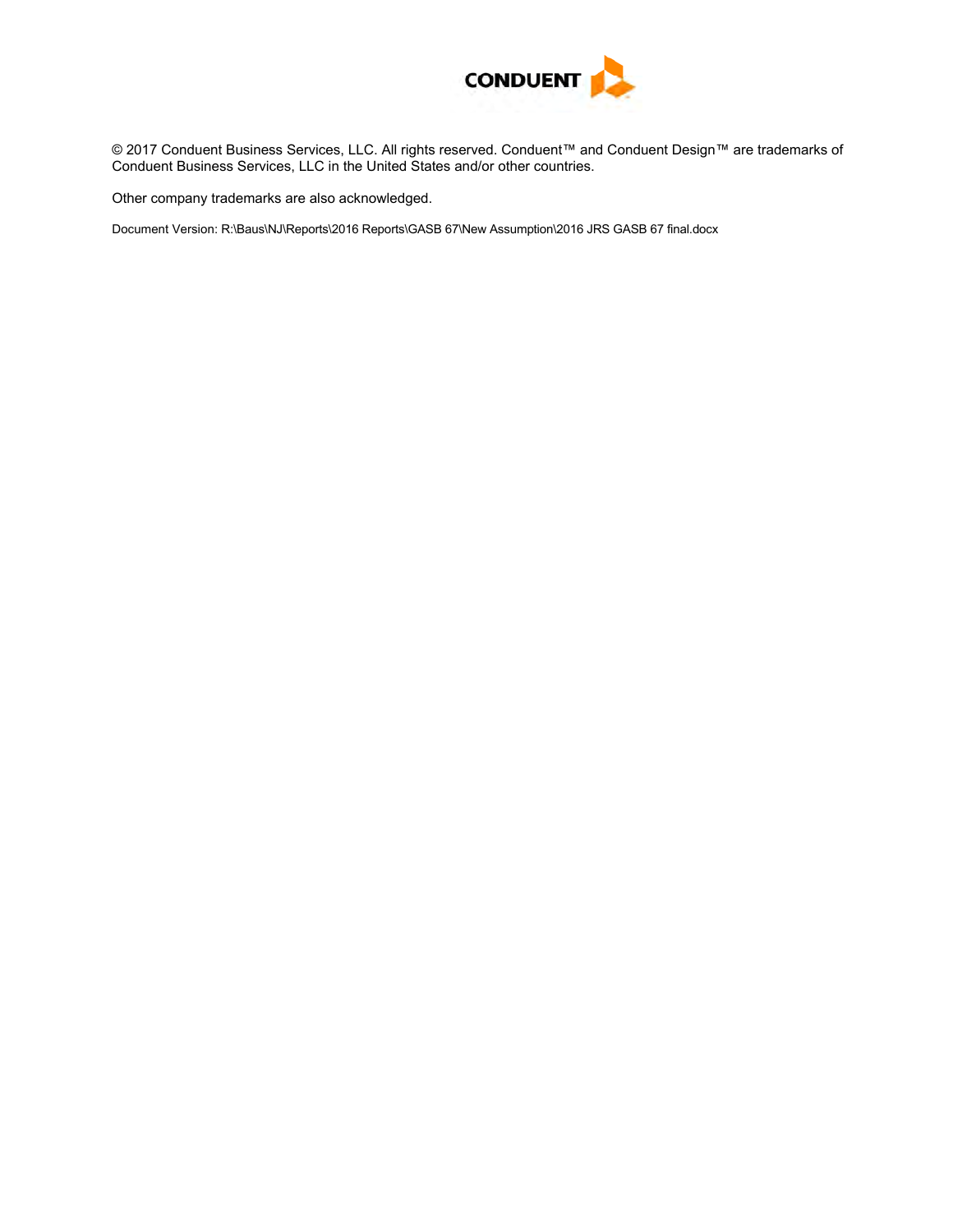CONDUENT

© 2017 Conduent Business Services, LLC. All rights reserved. Conduent™ and Conduent Design™ are trademarks of Conduent Business Services, LLC in the United States and/or other countries.

Other company trademarks are also acknowledged.

Document Version: R:\Baus\NJ\Reports\2016 Reports\GASB 67\New Assumption\2016 JRS GASB 67 final.docx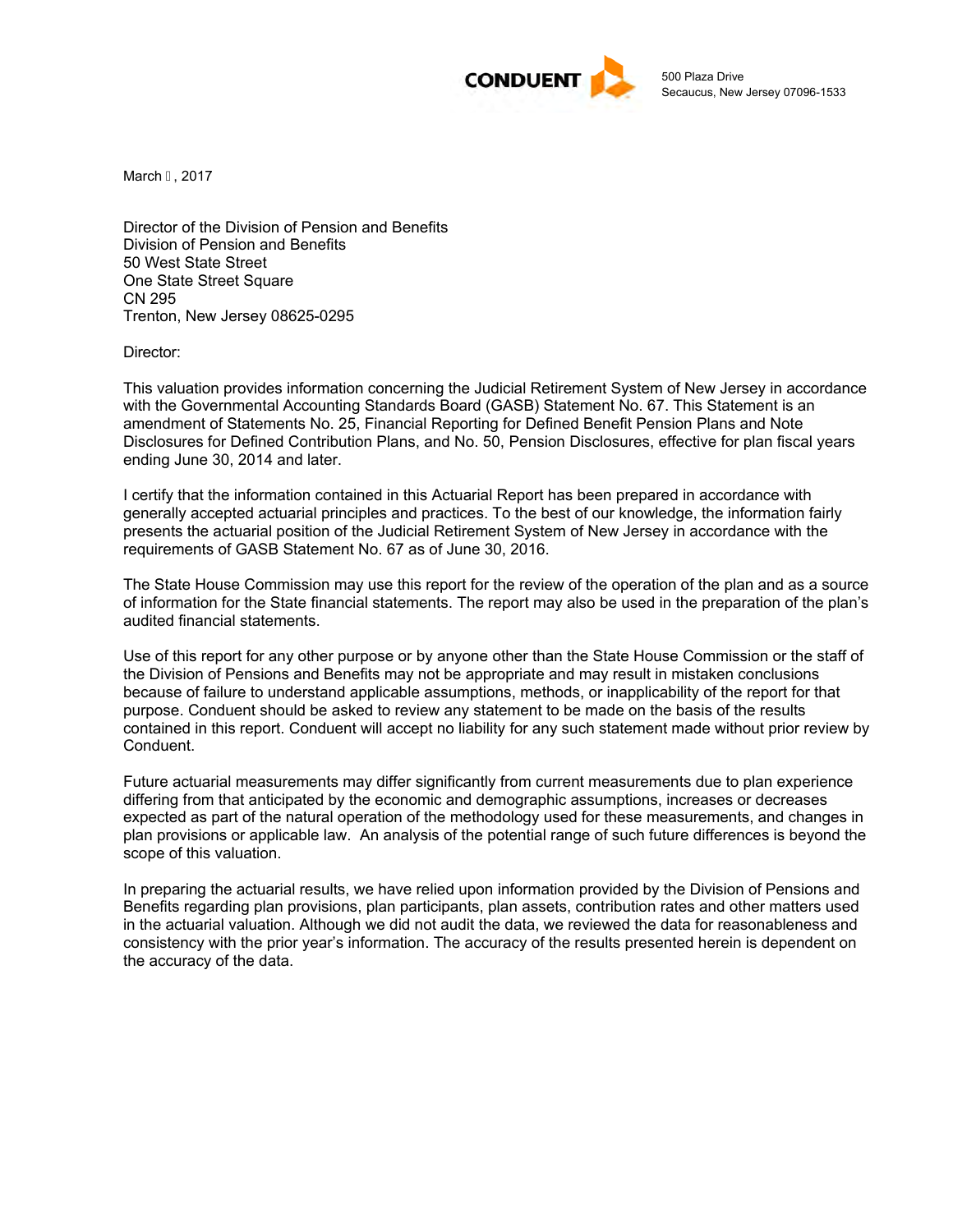CONDUENT

500 Plaza Drive
Secaucus, New Jersey 07096-1533

March , 2017

Director of the Division of Pension and Benefits
Division of Pension and Benefits
50 West State Street
One State Street Square
CN 295
Trenton, New Jersey 08625-0295

Director:

This valuation provides information concerning the Judicial Retirement System of New Jersey in accordance with the Governmental Accounting Standards Board (GASB) Statement No. 67. This Statement is an amendment of Statements No. 25, Financial Reporting for Defined Benefit Pension Plans and Note Disclosures for Defined Contribution Plans, and No. 50, Pension Disclosures, effective for plan fiscal years ending June 30, 2014 and later.

I certify that the information contained in this Actuarial Report has been prepared in accordance with generally accepted actuarial principles and practices. To the best of our knowledge, the information fairly presents the actuarial position of the Judicial Retirement System of New Jersey in accordance with the requirements of GASB Statement No. 67 as of June 30, 2016.

The State House Commission may use this report for the review of the operation of the plan and as a source of information for the State financial statements. The report may also be used in the preparation of the plan's audited financial statements.

Use of this report for any other purpose or by anyone other than the State House Commission or the staff of the Division of Pensions and Benefits may not be appropriate and may result in mistaken conclusions because of failure to understand applicable assumptions, methods, or inapplicability of the report for that purpose. Conduent should be asked to review any statement to be made on the basis of the results contained in this report. Conduent will accept no liability for any such statement made without prior review by Conduent.

Future actuarial measurements may differ significantly from current measurements due to plan experience differing from that anticipated by the economic and demographic assumptions, increases or decreases expected as part of the natural operation of the methodology used for these measurements, and changes in plan provisions or applicable law. An analysis of the potential range of such future differences is beyond the scope of this valuation.

In preparing the actuarial results, we have relied upon information provided by the Division of Pensions and Benefits regarding plan provisions, plan participants, plan assets, contribution rates and other matters used in the actuarial valuation. Although we did not audit the data, we reviewed the data for reasonableness and consistency with the prior year's information. The accuracy of the results presented herein is dependent on the accuracy of the data.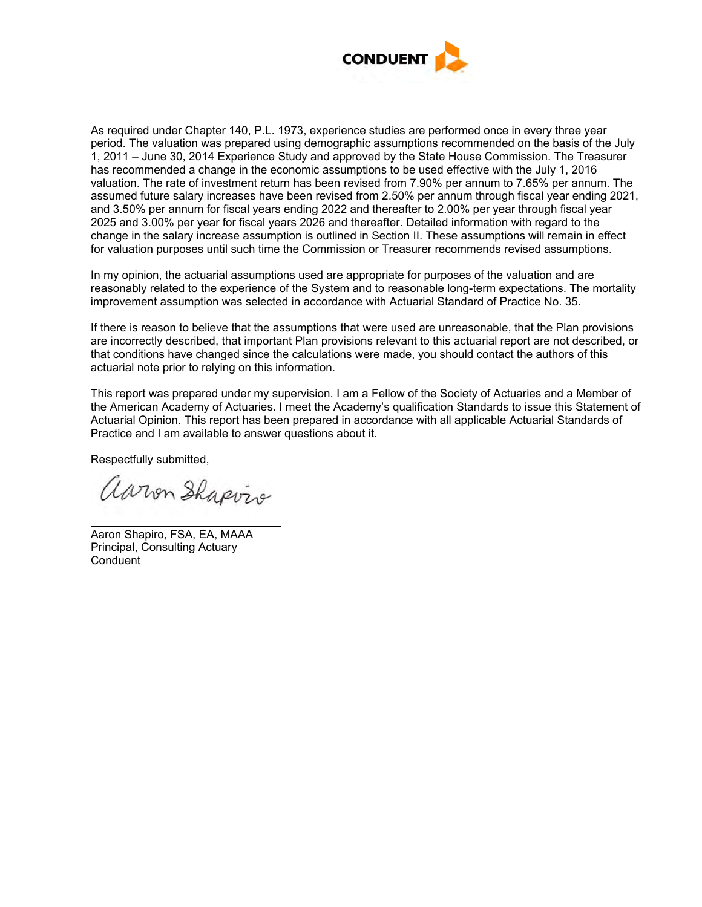As required under Chapter 140, P.L. 1973, experience studies are performed once in every three year period. The valuation was prepared using demographic assumptions recommended on the basis of the July 1, 2011 – June 30, 2014 Experience Study and approved by the State House Commission. The Treasurer has recommended a change in the economic assumptions to be used effective with the July 1, 2016 valuation. The rate of investment return has been revised from 7.90% per annum to 7.65% per annum. The assumed future salary increases have been revised from 2.50% per annum through fiscal year ending 2021, and 3.50% per annum for fiscal years ending 2022 and thereafter to 2.00% per year through fiscal year 2025 and 3.00% per year for fiscal years 2026 and thereafter. Detailed information with regard to the change in the salary increase assumption is outlined in Section II. These assumptions will remain in effect for valuation purposes until such time the Commission or Treasurer recommends revised assumptions.

In my opinion, the actuarial assumptions used are appropriate for purposes of the valuation and are reasonably related to the experience of the System and to reasonable long-term expectations. The mortality improvement assumption was selected in accordance with Actuarial Standard of Practice No. 35.

If there is reason to believe that the assumptions that were used are unreasonable, that the Plan provisions are incorrectly described, that important Plan provisions relevant to this actuarial report are not described, or that conditions have changed since the calculations were made, you should contact the authors of this actuarial note prior to relying on this information.

This report was prepared under my supervision. I am a Fellow of the Society of Actuaries and a Member of the American Academy of Actuaries. I meet the Academy's qualification Standards to issue this Statement of Actuarial Opinion. This report has been prepared in accordance with all applicable Actuarial Standards of Practice and I am available to answer questions about it.

Respectfully submitted,

Aaron Shapiro

Aaron Shapiro, FSA, EA, MAAA
Principal, Consulting Actuary
Conduent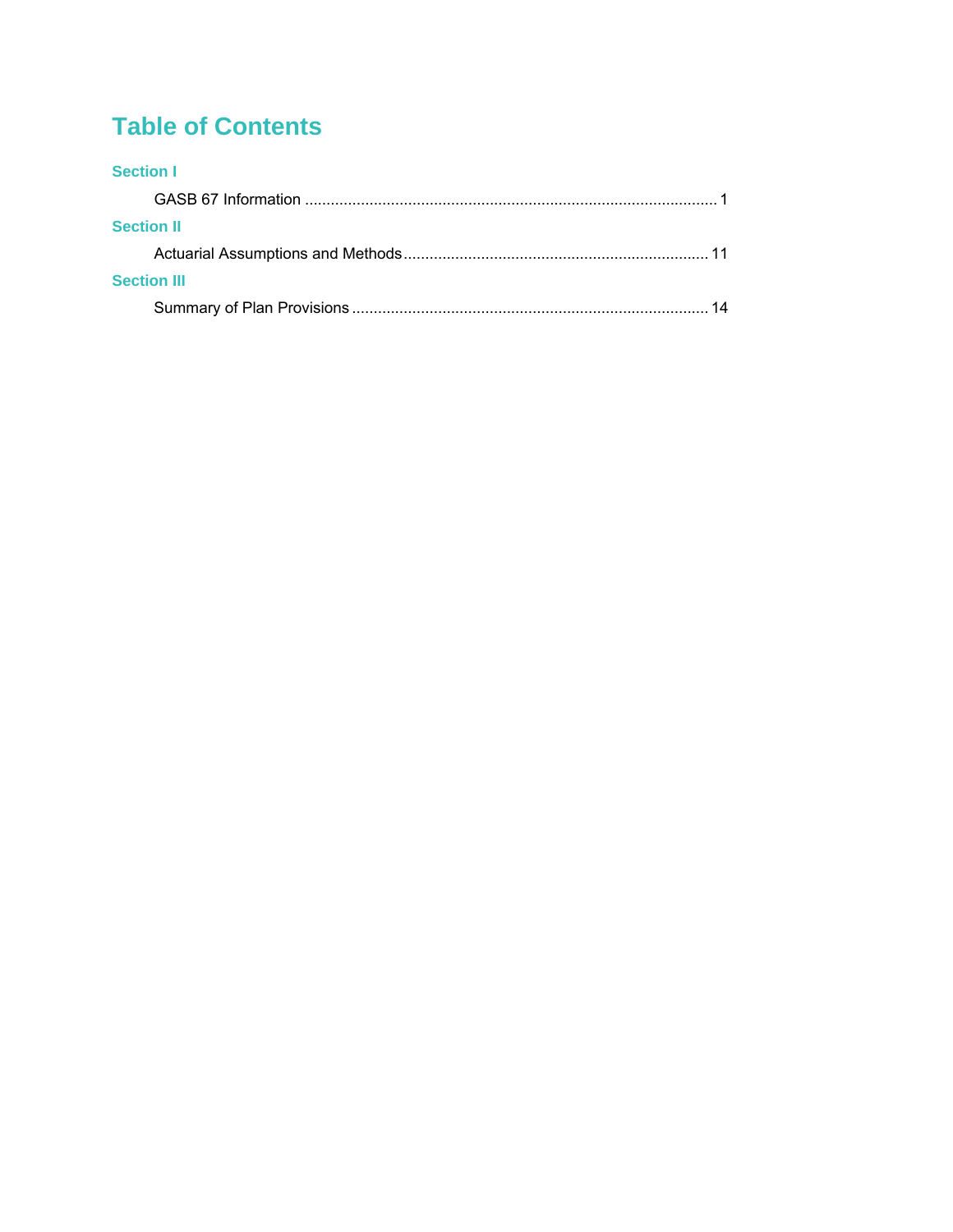# Table of Contents

**Section I**

GASB 67 Information ............................................................................................... 1

**Section II**

Actuarial Assumptions and Methods ..................................................................... 11

**Section III**

Summary of Plan Provisions .................................................................................. 14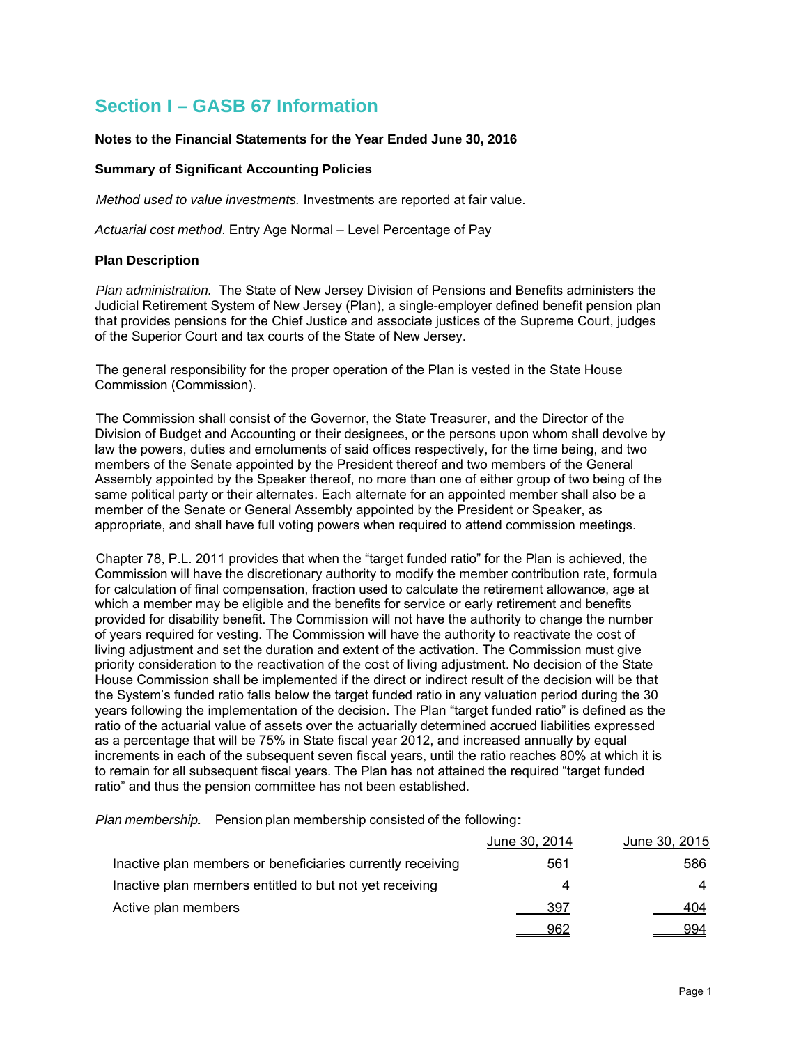# Section I – GASB 67 Information

**Notes to the Financial Statements for the Year Ended June 30, 2016**

**Summary of Significant Accounting Policies**

*Method used to value investments.* Investments are reported at fair value.

*Actuarial cost method*. Entry Age Normal – Level Percentage of Pay

**Plan Description**

*Plan administration.* The State of New Jersey Division of Pensions and Benefits administers the Judicial Retirement System of New Jersey (Plan), a single-employer defined benefit pension plan that provides pensions for the Chief Justice and associate justices of the Supreme Court, judges of the Superior Court and tax courts of the State of New Jersey.

The general responsibility for the proper operation of the Plan is vested in the State House Commission (Commission).

The Commission shall consist of the Governor, the State Treasurer, and the Director of the Division of Budget and Accounting or their designees, or the persons upon whom shall devolve by law the powers, duties and emoluments of said offices respectively, for the time being, and two members of the Senate appointed by the President thereof and two members of the General Assembly appointed by the Speaker thereof, no more than one of either group of two being of the same political party or their alternates. Each alternate for an appointed member shall also be a member of the Senate or General Assembly appointed by the President or Speaker, as appropriate, and shall have full voting powers when required to attend commission meetings.

Chapter 78, P.L. 2011 provides that when the "target funded ratio" for the Plan is achieved, the Commission will have the discretionary authority to modify the member contribution rate, formula for calculation of final compensation, fraction used to calculate the retirement allowance, age at which a member may be eligible and the benefits for service or early retirement and benefits provided for disability benefit. The Commission will not have the authority to change the number of years required for vesting. The Commission will have the authority to reactivate the cost of living adjustment and set the duration and extent of the activation. The Commission must give priority consideration to the reactivation of the cost of living adjustment. No decision of the State House Commission shall be implemented if the direct or indirect result of the decision will be that the System's funded ratio falls below the target funded ratio in any valuation period during the 30 years following the implementation of the decision. The Plan "target funded ratio" is defined as the ratio of the actuarial value of assets over the actuarially determined accrued liabilities expressed as a percentage that will be 75% in State fiscal year 2012, and increased annually by equal increments in each of the subsequent seven fiscal years, until the ratio reaches 80% at which it is to remain for all subsequent fiscal years. The Plan has not attained the required "target funded ratio" and thus the pension committee has not been established.

*Plan membership.* Pension plan membership consisted of the following:

| | June 30, 2014 | June 30, 2015 |
|---|---|---|
| Inactive plan members or beneficiaries currently receiving | 561 | 586 |
| Inactive plan members entitled to but not yet receiving | 4 | 4 |
| Active plan members | 397 | 404 |
| | 962 | 994 |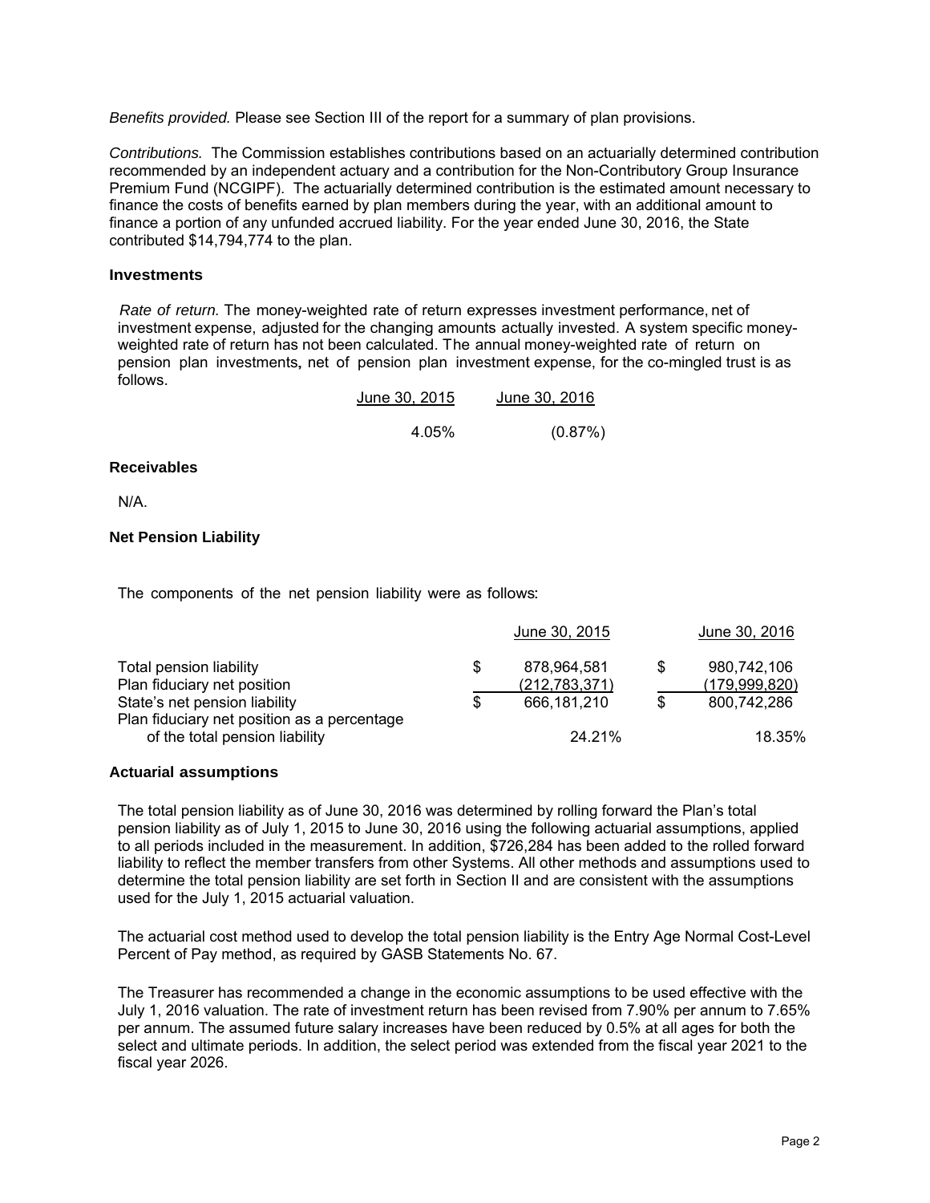*Benefits provided.* Please see Section III of the report for a summary of plan provisions.

*Contributions.* The Commission establishes contributions based on an actuarially determined contribution recommended by an independent actuary and a contribution for the Non-Contributory Group Insurance Premium Fund (NCGIPF). The actuarially determined contribution is the estimated amount necessary to finance the costs of benefits earned by plan members during the year, with an additional amount to finance a portion of any unfunded accrued liability. For the year ended June 30, 2016, the State contributed $14,794,774 to the plan.

### Investments

*Rate of return.* The money-weighted rate of return expresses investment performance, net of investment expense, adjusted for the changing amounts actually invested. A system specific money-weighted rate of return has not been calculated. The annual money-weighted rate of return on pension plan investments, net of pension plan investment expense, for the co-mingled trust is as follows.

| June 30, 2015 | June 30, 2016 |
|---|---|
| 4.05% | (0.87%) |

### Receivables

N/A.

### Net Pension Liability

The components of the net pension liability were as follows:

| | June 30, 2015 | June 30, 2016 |
|---|---|---|
| Total pension liability | $ 878,964,581 | $ 980,742,106 |
| Plan fiduciary net position | (212,783,371) | (179,999,820) |
| State's net pension liability | $ 666,181,210 | $ 800,742,286 |
| Plan fiduciary net position as a percentage of the total pension liability | 24.21% | 18.35% |

### Actuarial assumptions

The total pension liability as of June 30, 2016 was determined by rolling forward the Plan's total pension liability as of July 1, 2015 to June 30, 2016 using the following actuarial assumptions, applied to all periods included in the measurement. In addition, $726,284 has been added to the rolled forward liability to reflect the member transfers from other Systems. All other methods and assumptions used to determine the total pension liability are set forth in Section II and are consistent with the assumptions used for the July 1, 2015 actuarial valuation.

The actuarial cost method used to develop the total pension liability is the Entry Age Normal Cost-Level Percent of Pay method, as required by GASB Statements No. 67.

The Treasurer has recommended a change in the economic assumptions to be used effective with the July 1, 2016 valuation. The rate of investment return has been revised from 7.90% per annum to 7.65% per annum. The assumed future salary increases have been reduced by 0.5% at all ages for both the select and ultimate periods. In addition, the select period was extended from the fiscal year 2021 to the fiscal year 2026.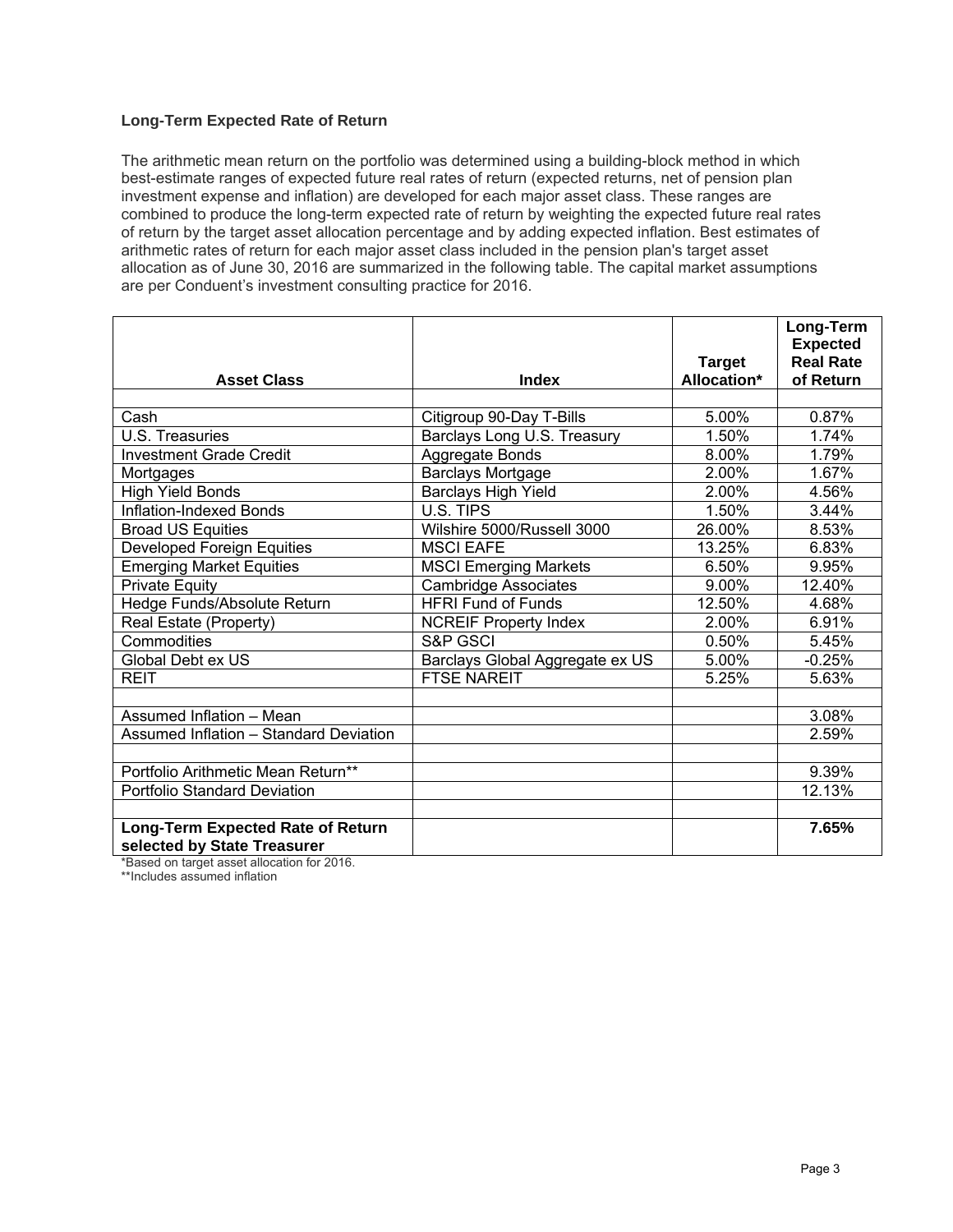### Long-Term Expected Rate of Return

The arithmetic mean return on the portfolio was determined using a building-block method in which best-estimate ranges of expected future real rates of return (expected returns, net of pension plan investment expense and inflation) are developed for each major asset class. These ranges are combined to produce the long-term expected rate of return by weighting the expected future real rates of return by the target asset allocation percentage and by adding expected inflation. Best estimates of arithmetic rates of return for each major asset class included in the pension plan's target asset allocation as of June 30, 2016 are summarized in the following table. The capital market assumptions are per Conduent's investment consulting practice for 2016.

| Asset Class | Index | Target Allocation* | Long-Term Expected Real Rate of Return |
|---|---|---|---|
| | | | |
| Cash | Citigroup 90-Day T-Bills | 5.00% | 0.87% |
| U.S. Treasuries | Barclays Long U.S. Treasury | 1.50% | 1.74% |
| Investment Grade Credit | Aggregate Bonds | 8.00% | 1.79% |
| Mortgages | Barclays Mortgage | 2.00% | 1.67% |
| High Yield Bonds | Barclays High Yield | 2.00% | 4.56% |
| Inflation-Indexed Bonds | U.S. TIPS | 1.50% | 3.44% |
| Broad US Equities | Wilshire 5000/Russell 3000 | 26.00% | 8.53% |
| Developed Foreign Equities | MSCI EAFE | 13.25% | 6.83% |
| Emerging Market Equities | MSCI Emerging Markets | 6.50% | 9.95% |
| Private Equity | Cambridge Associates | 9.00% | 12.40% |
| Hedge Funds/Absolute Return | HFRI Fund of Funds | 12.50% | 4.68% |
| Real Estate (Property) | NCREIF Property Index | 2.00% | 6.91% |
| Commodities | S&P GSCI | 0.50% | 5.45% |
| Global Debt ex US | Barclays Global Aggregate ex US | 5.00% | -0.25% |
| REIT | FTSE NAREIT | 5.25% | 5.63% |
| | | | |
| Assumed Inflation – Mean | | | 3.08% |
| Assumed Inflation – Standard Deviation | | | 2.59% |
| | | | |
| Portfolio Arithmetic Mean Return** | | | 9.39% |
| Portfolio Standard Deviation | | | 12.13% |
| | | | |
| **Long-Term Expected Rate of Return selected by State Treasurer** | | | **7.65%** |

*Based on target asset allocation for 2016.

**Includes assumed inflation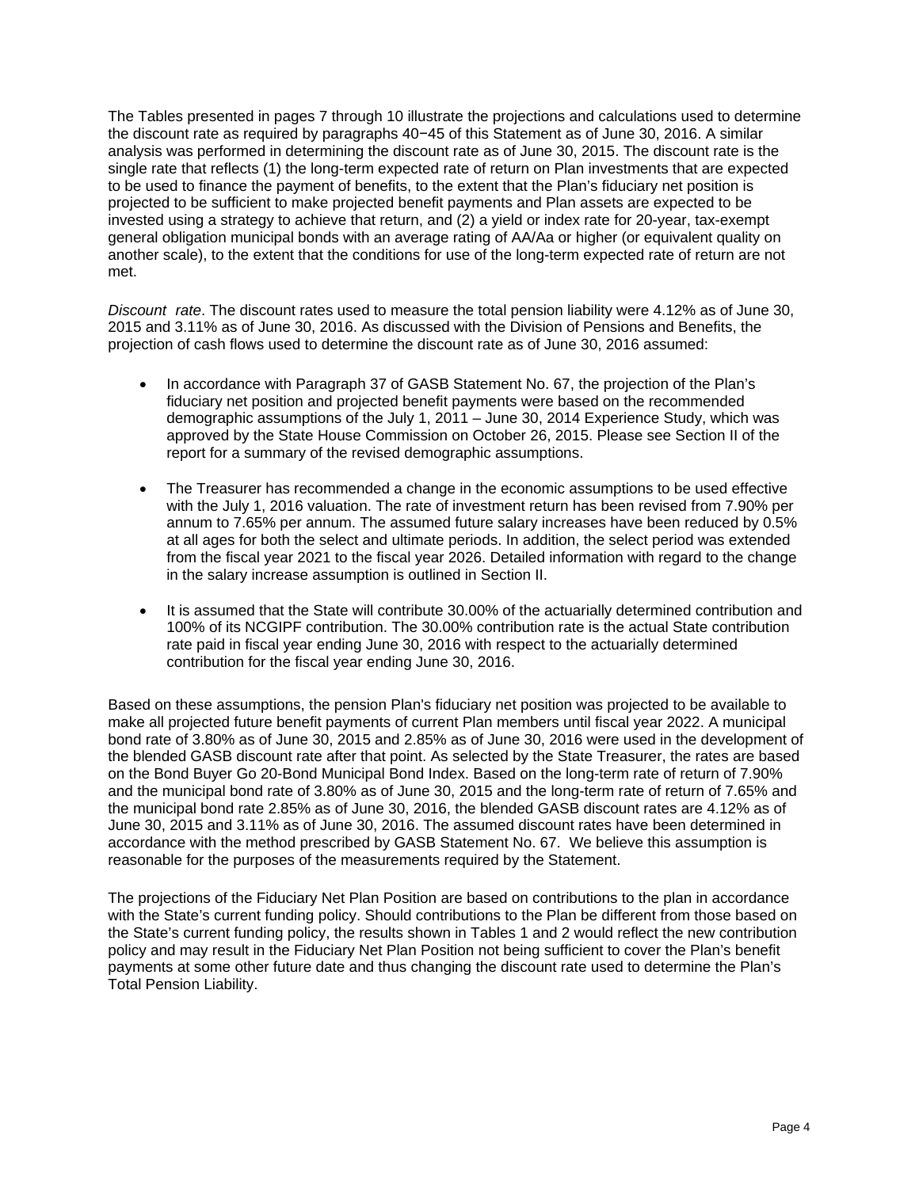The Tables presented in pages 7 through 10 illustrate the projections and calculations used to determine the discount rate as required by paragraphs 40−45 of this Statement as of June 30, 2016. A similar analysis was performed in determining the discount rate as of June 30, 2015. The discount rate is the single rate that reflects (1) the long-term expected rate of return on Plan investments that are expected to be used to finance the payment of benefits, to the extent that the Plan's fiduciary net position is projected to be sufficient to make projected benefit payments and Plan assets are expected to be invested using a strategy to achieve that return, and (2) a yield or index rate for 20-year, tax-exempt general obligation municipal bonds with an average rating of AA/Aa or higher (or equivalent quality on another scale), to the extent that the conditions for use of the long-term expected rate of return are not met.

*Discount rate*. The discount rates used to measure the total pension liability were 4.12% as of June 30, 2015 and 3.11% as of June 30, 2016. As discussed with the Division of Pensions and Benefits, the projection of cash flows used to determine the discount rate as of June 30, 2016 assumed:

- In accordance with Paragraph 37 of GASB Statement No. 67, the projection of the Plan's fiduciary net position and projected benefit payments were based on the recommended demographic assumptions of the July 1, 2011 – June 30, 2014 Experience Study, which was approved by the State House Commission on October 26, 2015. Please see Section II of the report for a summary of the revised demographic assumptions.

- The Treasurer has recommended a change in the economic assumptions to be used effective with the July 1, 2016 valuation. The rate of investment return has been revised from 7.90% per annum to 7.65% per annum. The assumed future salary increases have been reduced by 0.5% at all ages for both the select and ultimate periods. In addition, the select period was extended from the fiscal year 2021 to the fiscal year 2026. Detailed information with regard to the change in the salary increase assumption is outlined in Section II.

- It is assumed that the State will contribute 30.00% of the actuarially determined contribution and 100% of its NCGIPF contribution. The 30.00% contribution rate is the actual State contribution rate paid in fiscal year ending June 30, 2016 with respect to the actuarially determined contribution for the fiscal year ending June 30, 2016.

Based on these assumptions, the pension Plan's fiduciary net position was projected to be available to make all projected future benefit payments of current Plan members until fiscal year 2022. A municipal bond rate of 3.80% as of June 30, 2015 and 2.85% as of June 30, 2016 were used in the development of the blended GASB discount rate after that point. As selected by the State Treasurer, the rates are based on the Bond Buyer Go 20-Bond Municipal Bond Index. Based on the long-term rate of return of 7.90% and the municipal bond rate of 3.80% as of June 30, 2015 and the long-term rate of return of 7.65% and the municipal bond rate 2.85% as of June 30, 2016, the blended GASB discount rates are 4.12% as of June 30, 2015 and 3.11% as of June 30, 2016. The assumed discount rates have been determined in accordance with the method prescribed by GASB Statement No. 67. We believe this assumption is reasonable for the purposes of the measurements required by the Statement.

The projections of the Fiduciary Net Plan Position are based on contributions to the plan in accordance with the State's current funding policy. Should contributions to the Plan be different from those based on the State's current funding policy, the results shown in Tables 1 and 2 would reflect the new contribution policy and may result in the Fiduciary Net Plan Position not being sufficient to cover the Plan's benefit payments at some other future date and thus changing the discount rate used to determine the Plan's Total Pension Liability.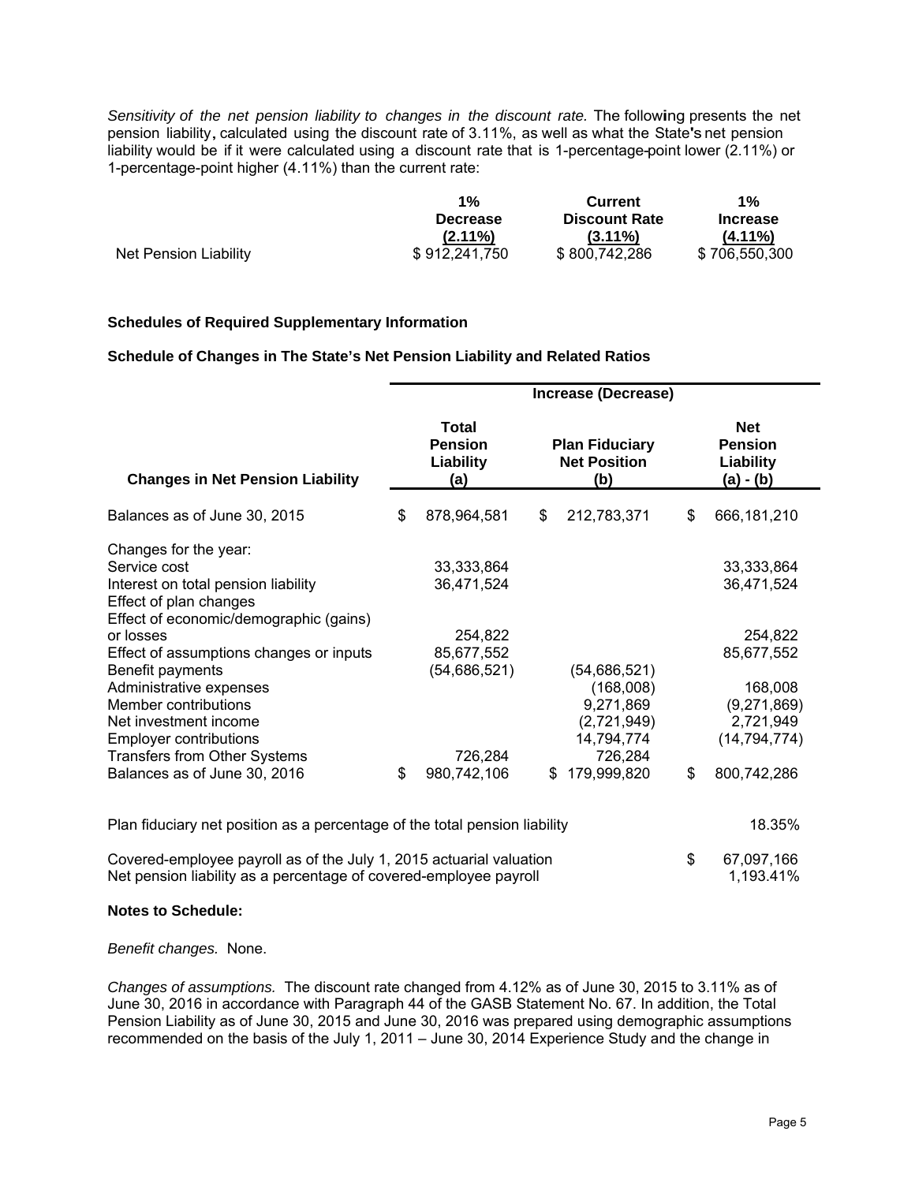*Sensitivity of the net pension liability to changes in the discount rate.* The following presents the net pension liability, calculated using the discount rate of 3.11%, as well as what the State's net pension liability would be if it were calculated using a discount rate that is 1-percentage-point lower (2.11%) or 1-percentage-point higher (4.11%) than the current rate:

| | 1% Decrease (2.11%) | Current Discount Rate (3.11%) | 1% Increase (4.11%) |
|---|---|---|---|
| Net Pension Liability | $ 912,241,750 | $ 800,742,286 | $ 706,550,300 |

**Schedules of Required Supplementary Information**

**Schedule of Changes in The State's Net Pension Liability and Related Ratios**

| | Increase (Decrease) | | |
|---|---|---|---|
| **Changes in Net Pension Liability** | **Total Pension Liability (a)** | **Plan Fiduciary Net Position (b)** | **Net Pension Liability (a) - (b)** |
| Balances as of June 30, 2015 | $ 878,964,581 | $ 212,783,371 | $ 666,181,210 |
| Changes for the year: | | | |
| Service cost | 33,333,864 | | 33,333,864 |
| Interest on total pension liability | 36,471,524 | | 36,471,524 |
| Effect of plan changes | | | |
| Effect of economic/demographic (gains) or losses | 254,822 | | 254,822 |
| Effect of assumptions changes or inputs | 85,677,552 | | 85,677,552 |
| Benefit payments | (54,686,521) | (54,686,521) | |
| Administrative expenses | | (168,008) | 168,008 |
| Member contributions | | 9,271,869 | (9,271,869) |
| Net investment income | | (2,721,949) | 2,721,949 |
| Employer contributions | | 14,794,774 | (14,794,774) |
| Transfers from Other Systems | 726,284 | 726,284 | |
| Balances as of June 30, 2016 | $ 980,742,106 | $ 179,999,820 | $ 800,742,286 |

| | |
|---|---|
| Plan fiduciary net position as a percentage of the total pension liability | 18.35% |
| Covered-employee payroll as of the July 1, 2015 actuarial valuation | $ 67,097,166 |
| Net pension liability as a percentage of covered-employee payroll | 1,193.41% |

**Notes to Schedule:**

*Benefit changes.* None.

*Changes of assumptions.* The discount rate changed from 4.12% as of June 30, 2015 to 3.11% as of June 30, 2016 in accordance with Paragraph 44 of the GASB Statement No. 67. In addition, the Total Pension Liability as of June 30, 2015 and June 30, 2016 was prepared using demographic assumptions recommended on the basis of the July 1, 2011 – June 30, 2014 Experience Study and the change in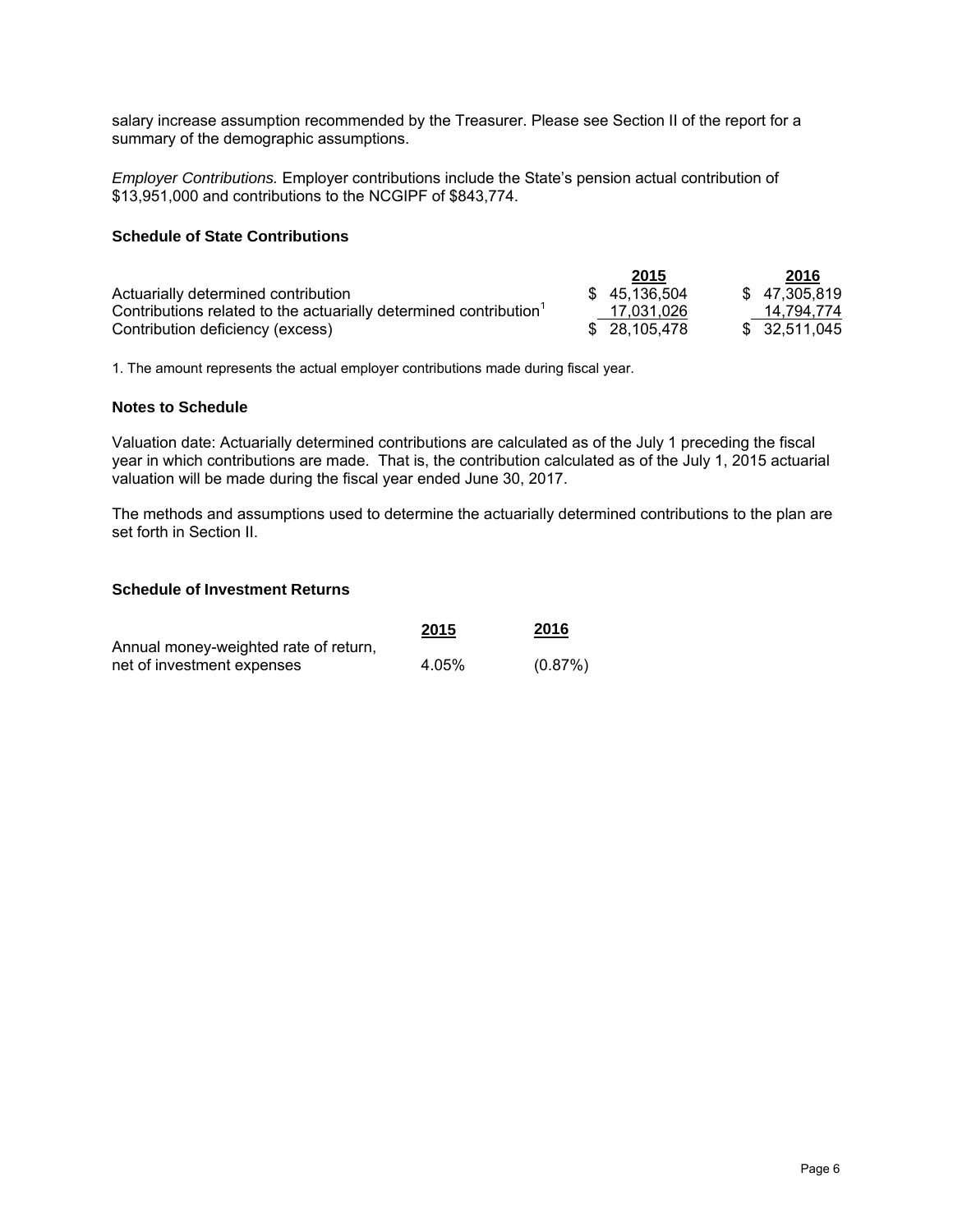salary increase assumption recommended by the Treasurer. Please see Section II of the report for a summary of the demographic assumptions.

*Employer Contributions.* Employer contributions include the State's pension actual contribution of $13,951,000 and contributions to the NCGIPF of $843,774.

### Schedule of State Contributions

| | 2015 | 2016 |
|---|---|---|
| Actuarially determined contribution | $ 45,136,504 | $ 47,305,819 |
| Contributions related to the actuarially determined contribution[1] | 17,031,026 | 14,794,774 |
| Contribution deficiency (excess) | $ 28,105,478 | $ 32,511,045 |

1. The amount represents the actual employer contributions made during fiscal year.

### Notes to Schedule

Valuation date: Actuarially determined contributions are calculated as of the July 1 preceding the fiscal year in which contributions are made. That is, the contribution calculated as of the July 1, 2015 actuarial valuation will be made during the fiscal year ended June 30, 2017.

The methods and assumptions used to determine the actuarially determined contributions to the plan are set forth in Section II.

### Schedule of Investment Returns

| | 2015 | 2016 |
|---|---|---|
| Annual money-weighted rate of return, net of investment expenses | 4.05% | (0.87%) |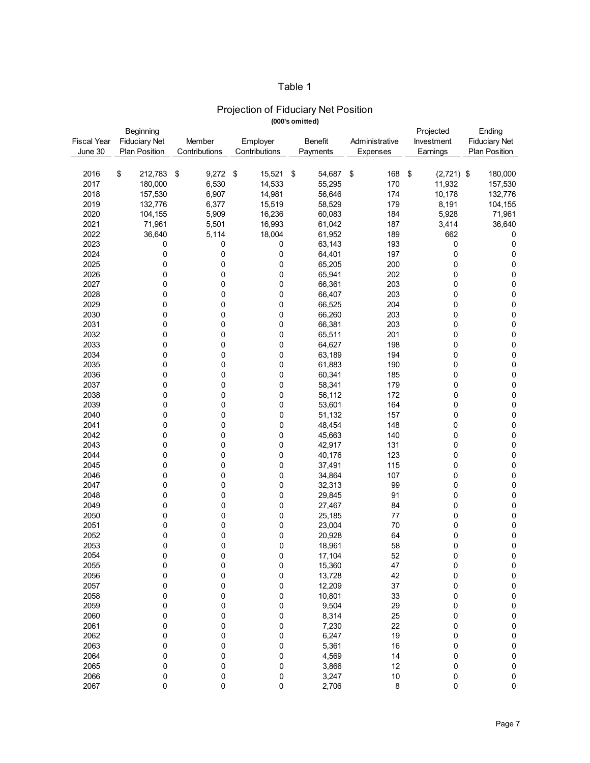# Table 1

## Projection of Fiduciary Net Position

**(000's omitted)**

| Fiscal Year June 30 | Beginning Fiduciary Net Plan Position | Member Contributions | Employer Contributions | Benefit Payments | Administrative Expenses | Projected Investment Earnings | Ending Fiduciary Net Plan Position |
|---|---|---|---|---|---|---|---|
| 2016 | $ 212,783 | $ 9,272 | $ 15,521 | $ 54,687 | $ 168 | $ (2,721) | $ 180,000 |
| 2017 | 180,000 | 6,530 | 14,533 | 55,295 | 170 | 11,932 | 157,530 |
| 2018 | 157,530 | 6,907 | 14,981 | 56,646 | 174 | 10,178 | 132,776 |
| 2019 | 132,776 | 6,377 | 15,519 | 58,529 | 179 | 8,191 | 104,155 |
| 2020 | 104,155 | 5,909 | 16,236 | 60,083 | 184 | 5,928 | 71,961 |
| 2021 | 71,961 | 5,501 | 16,993 | 61,042 | 187 | 3,414 | 36,640 |
| 2022 | 36,640 | 5,114 | 18,004 | 61,952 | 189 | 662 | 0 |
| 2023 | 0 | 0 | 0 | 63,143 | 193 | 0 | 0 |
| 2024 | 0 | 0 | 0 | 64,401 | 197 | 0 | 0 |
| 2025 | 0 | 0 | 0 | 65,205 | 200 | 0 | 0 |
| 2026 | 0 | 0 | 0 | 65,941 | 202 | 0 | 0 |
| 2027 | 0 | 0 | 0 | 66,361 | 203 | 0 | 0 |
| 2028 | 0 | 0 | 0 | 66,407 | 203 | 0 | 0 |
| 2029 | 0 | 0 | 0 | 66,525 | 204 | 0 | 0 |
| 2030 | 0 | 0 | 0 | 66,260 | 203 | 0 | 0 |
| 2031 | 0 | 0 | 0 | 66,381 | 203 | 0 | 0 |
| 2032 | 0 | 0 | 0 | 65,511 | 201 | 0 | 0 |
| 2033 | 0 | 0 | 0 | 64,627 | 198 | 0 | 0 |
| 2034 | 0 | 0 | 0 | 63,189 | 194 | 0 | 0 |
| 2035 | 0 | 0 | 0 | 61,883 | 190 | 0 | 0 |
| 2036 | 0 | 0 | 0 | 60,341 | 185 | 0 | 0 |
| 2037 | 0 | 0 | 0 | 58,341 | 179 | 0 | 0 |
| 2038 | 0 | 0 | 0 | 56,112 | 172 | 0 | 0 |
| 2039 | 0 | 0 | 0 | 53,601 | 164 | 0 | 0 |
| 2040 | 0 | 0 | 0 | 51,132 | 157 | 0 | 0 |
| 2041 | 0 | 0 | 0 | 48,454 | 148 | 0 | 0 |
| 2042 | 0 | 0 | 0 | 45,663 | 140 | 0 | 0 |
| 2043 | 0 | 0 | 0 | 42,917 | 131 | 0 | 0 |
| 2044 | 0 | 0 | 0 | 40,176 | 123 | 0 | 0 |
| 2045 | 0 | 0 | 0 | 37,491 | 115 | 0 | 0 |
| 2046 | 0 | 0 | 0 | 34,864 | 107 | 0 | 0 |
| 2047 | 0 | 0 | 0 | 32,313 | 99 | 0 | 0 |
| 2048 | 0 | 0 | 0 | 29,845 | 91 | 0 | 0 |
| 2049 | 0 | 0 | 0 | 27,467 | 84 | 0 | 0 |
| 2050 | 0 | 0 | 0 | 25,185 | 77 | 0 | 0 |
| 2051 | 0 | 0 | 0 | 23,004 | 70 | 0 | 0 |
| 2052 | 0 | 0 | 0 | 20,928 | 64 | 0 | 0 |
| 2053 | 0 | 0 | 0 | 18,961 | 58 | 0 | 0 |
| 2054 | 0 | 0 | 0 | 17,104 | 52 | 0 | 0 |
| 2055 | 0 | 0 | 0 | 15,360 | 47 | 0 | 0 |
| 2056 | 0 | 0 | 0 | 13,728 | 42 | 0 | 0 |
| 2057 | 0 | 0 | 0 | 12,209 | 37 | 0 | 0 |
| 2058 | 0 | 0 | 0 | 10,801 | 33 | 0 | 0 |
| 2059 | 0 | 0 | 0 | 9,504 | 29 | 0 | 0 |
| 2060 | 0 | 0 | 0 | 8,314 | 25 | 0 | 0 |
| 2061 | 0 | 0 | 0 | 7,230 | 22 | 0 | 0 |
| 2062 | 0 | 0 | 0 | 6,247 | 19 | 0 | 0 |
| 2063 | 0 | 0 | 0 | 5,361 | 16 | 0 | 0 |
| 2064 | 0 | 0 | 0 | 4,569 | 14 | 0 | 0 |
| 2065 | 0 | 0 | 0 | 3,866 | 12 | 0 | 0 |
| 2066 | 0 | 0 | 0 | 3,247 | 10 | 0 | 0 |
| 2067 | 0 | 0 | 0 | 2,706 | 8 | 0 | 0 |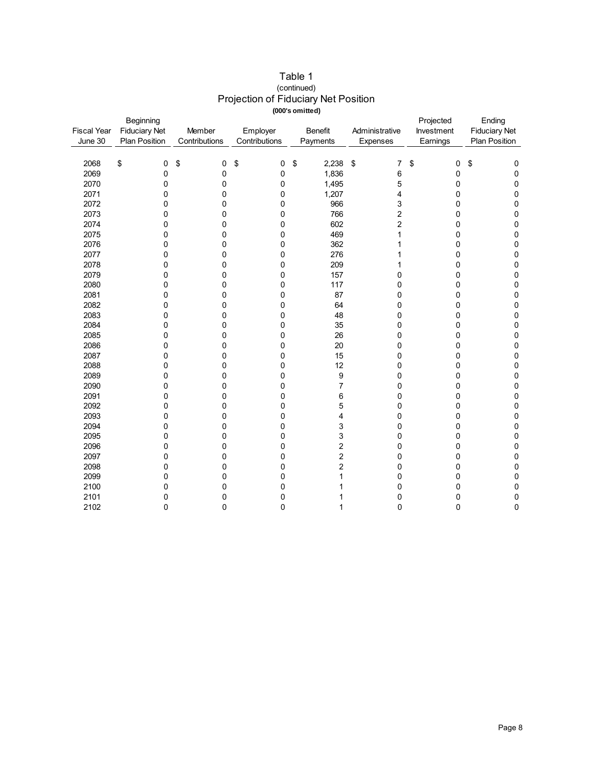# Table 1
(continued)
## Projection of Fiduciary Net Position
**(000's omitted)**

| Fiscal Year June 30 | Beginning Fiduciary Net Plan Position | Member Contributions | Employer Contributions | Benefit Payments | Administrative Expenses | Projected Investment Earnings | Ending Fiduciary Net Plan Position |
|---|---|---|---|---|---|---|---|
| 2068 | $ 0 | $ 0 | $ 0 | $ 2,238 | $ 7 | $ 0 | $ 0 |
| 2069 | 0 | 0 | 0 | 1,836 | 6 | 0 | 0 |
| 2070 | 0 | 0 | 0 | 1,495 | 5 | 0 | 0 |
| 2071 | 0 | 0 | 0 | 1,207 | 4 | 0 | 0 |
| 2072 | 0 | 0 | 0 | 966 | 3 | 0 | 0 |
| 2073 | 0 | 0 | 0 | 766 | 2 | 0 | 0 |
| 2074 | 0 | 0 | 0 | 602 | 2 | 0 | 0 |
| 2075 | 0 | 0 | 0 | 469 | 1 | 0 | 0 |
| 2076 | 0 | 0 | 0 | 362 | 1 | 0 | 0 |
| 2077 | 0 | 0 | 0 | 276 | 1 | 0 | 0 |
| 2078 | 0 | 0 | 0 | 209 | 1 | 0 | 0 |
| 2079 | 0 | 0 | 0 | 157 | 0 | 0 | 0 |
| 2080 | 0 | 0 | 0 | 117 | 0 | 0 | 0 |
| 2081 | 0 | 0 | 0 | 87 | 0 | 0 | 0 |
| 2082 | 0 | 0 | 0 | 64 | 0 | 0 | 0 |
| 2083 | 0 | 0 | 0 | 48 | 0 | 0 | 0 |
| 2084 | 0 | 0 | 0 | 35 | 0 | 0 | 0 |
| 2085 | 0 | 0 | 0 | 26 | 0 | 0 | 0 |
| 2086 | 0 | 0 | 0 | 20 | 0 | 0 | 0 |
| 2087 | 0 | 0 | 0 | 15 | 0 | 0 | 0 |
| 2088 | 0 | 0 | 0 | 12 | 0 | 0 | 0 |
| 2089 | 0 | 0 | 0 | 9 | 0 | 0 | 0 |
| 2090 | 0 | 0 | 0 | 7 | 0 | 0 | 0 |
| 2091 | 0 | 0 | 0 | 6 | 0 | 0 | 0 |
| 2092 | 0 | 0 | 0 | 5 | 0 | 0 | 0 |
| 2093 | 0 | 0 | 0 | 4 | 0 | 0 | 0 |
| 2094 | 0 | 0 | 0 | 3 | 0 | 0 | 0 |
| 2095 | 0 | 0 | 0 | 3 | 0 | 0 | 0 |
| 2096 | 0 | 0 | 0 | 2 | 0 | 0 | 0 |
| 2097 | 0 | 0 | 0 | 2 | 0 | 0 | 0 |
| 2098 | 0 | 0 | 0 | 2 | 0 | 0 | 0 |
| 2099 | 0 | 0 | 0 | 1 | 0 | 0 | 0 |
| 2100 | 0 | 0 | 0 | 1 | 0 | 0 | 0 |
| 2101 | 0 | 0 | 0 | 1 | 0 | 0 | 0 |
| 2102 | 0 | 0 | 0 | 1 | 0 | 0 | 0 |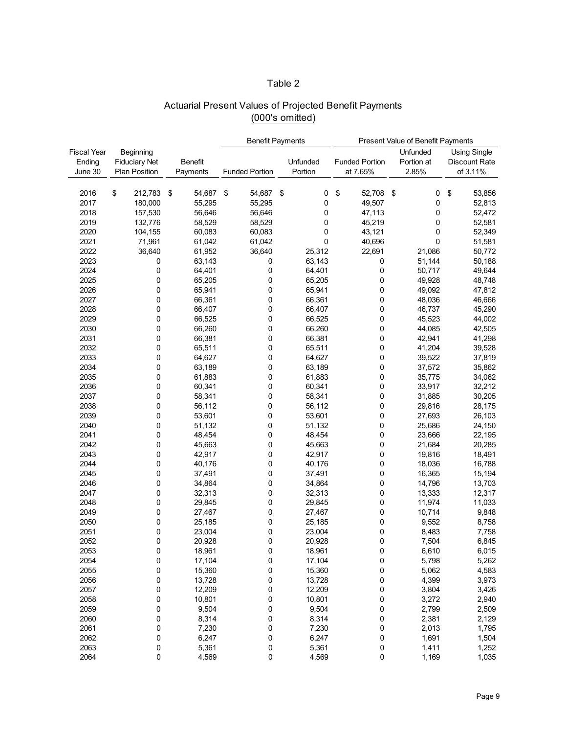# Table 2

## Actuarial Present Values of Projected Benefit Payments
(000's omitted)

| Fiscal Year Ending June 30 | Beginning Fiduciary Net Plan Position | Benefit Payments | Benefit Payments: Funded Portion | Benefit Payments: Unfunded Portion | Present Value of Benefit Payments: Funded Portion at 7.65% | Present Value of Benefit Payments: Unfunded Portion at 2.85% | Present Value of Benefit Payments: Using Single Discount Rate of 3.11% |
|---|---|---|---|---|---|---|---|
| 2016 | $ 212,783 | $ 54,687 | $ 54,687 | $ 0 | $ 52,708 | $ 0 | $ 53,856 |
| 2017 | 180,000 | 55,295 | 55,295 | 0 | 49,507 | 0 | 52,813 |
| 2018 | 157,530 | 56,646 | 56,646 | 0 | 47,113 | 0 | 52,472 |
| 2019 | 132,776 | 58,529 | 58,529 | 0 | 45,219 | 0 | 52,581 |
| 2020 | 104,155 | 60,083 | 60,083 | 0 | 43,121 | 0 | 52,349 |
| 2021 | 71,961 | 61,042 | 61,042 | 0 | 40,696 | 0 | 51,581 |
| 2022 | 36,640 | 61,952 | 36,640 | 25,312 | 22,691 | 21,086 | 50,772 |
| 2023 | 0 | 63,143 | 0 | 63,143 | 0 | 51,144 | 50,188 |
| 2024 | 0 | 64,401 | 0 | 64,401 | 0 | 50,717 | 49,644 |
| 2025 | 0 | 65,205 | 0 | 65,205 | 0 | 49,928 | 48,748 |
| 2026 | 0 | 65,941 | 0 | 65,941 | 0 | 49,092 | 47,812 |
| 2027 | 0 | 66,361 | 0 | 66,361 | 0 | 48,036 | 46,666 |
| 2028 | 0 | 66,407 | 0 | 66,407 | 0 | 46,737 | 45,290 |
| 2029 | 0 | 66,525 | 0 | 66,525 | 0 | 45,523 | 44,002 |
| 2030 | 0 | 66,260 | 0 | 66,260 | 0 | 44,085 | 42,505 |
| 2031 | 0 | 66,381 | 0 | 66,381 | 0 | 42,941 | 41,298 |
| 2032 | 0 | 65,511 | 0 | 65,511 | 0 | 41,204 | 39,528 |
| 2033 | 0 | 64,627 | 0 | 64,627 | 0 | 39,522 | 37,819 |
| 2034 | 0 | 63,189 | 0 | 63,189 | 0 | 37,572 | 35,862 |
| 2035 | 0 | 61,883 | 0 | 61,883 | 0 | 35,775 | 34,062 |
| 2036 | 0 | 60,341 | 0 | 60,341 | 0 | 33,917 | 32,212 |
| 2037 | 0 | 58,341 | 0 | 58,341 | 0 | 31,885 | 30,205 |
| 2038 | 0 | 56,112 | 0 | 56,112 | 0 | 29,816 | 28,175 |
| 2039 | 0 | 53,601 | 0 | 53,601 | 0 | 27,693 | 26,103 |
| 2040 | 0 | 51,132 | 0 | 51,132 | 0 | 25,686 | 24,150 |
| 2041 | 0 | 48,454 | 0 | 48,454 | 0 | 23,666 | 22,195 |
| 2042 | 0 | 45,663 | 0 | 45,663 | 0 | 21,684 | 20,285 |
| 2043 | 0 | 42,917 | 0 | 42,917 | 0 | 19,816 | 18,491 |
| 2044 | 0 | 40,176 | 0 | 40,176 | 0 | 18,036 | 16,788 |
| 2045 | 0 | 37,491 | 0 | 37,491 | 0 | 16,365 | 15,194 |
| 2046 | 0 | 34,864 | 0 | 34,864 | 0 | 14,796 | 13,703 |
| 2047 | 0 | 32,313 | 0 | 32,313 | 0 | 13,333 | 12,317 |
| 2048 | 0 | 29,845 | 0 | 29,845 | 0 | 11,974 | 11,033 |
| 2049 | 0 | 27,467 | 0 | 27,467 | 0 | 10,714 | 9,848 |
| 2050 | 0 | 25,185 | 0 | 25,185 | 0 | 9,552 | 8,758 |
| 2051 | 0 | 23,004 | 0 | 23,004 | 0 | 8,483 | 7,758 |
| 2052 | 0 | 20,928 | 0 | 20,928 | 0 | 7,504 | 6,845 |
| 2053 | 0 | 18,961 | 0 | 18,961 | 0 | 6,610 | 6,015 |
| 2054 | 0 | 17,104 | 0 | 17,104 | 0 | 5,798 | 5,262 |
| 2055 | 0 | 15,360 | 0 | 15,360 | 0 | 5,062 | 4,583 |
| 2056 | 0 | 13,728 | 0 | 13,728 | 0 | 4,399 | 3,973 |
| 2057 | 0 | 12,209 | 0 | 12,209 | 0 | 3,804 | 3,426 |
| 2058 | 0 | 10,801 | 0 | 10,801 | 0 | 3,272 | 2,940 |
| 2059 | 0 | 9,504 | 0 | 9,504 | 0 | 2,799 | 2,509 |
| 2060 | 0 | 8,314 | 0 | 8,314 | 0 | 2,381 | 2,129 |
| 2061 | 0 | 7,230 | 0 | 7,230 | 0 | 2,013 | 1,795 |
| 2062 | 0 | 6,247 | 0 | 6,247 | 0 | 1,691 | 1,504 |
| 2063 | 0 | 5,361 | 0 | 5,361 | 0 | 1,411 | 1,252 |
| 2064 | 0 | 4,569 | 0 | 4,569 | 0 | 1,169 | 1,035 |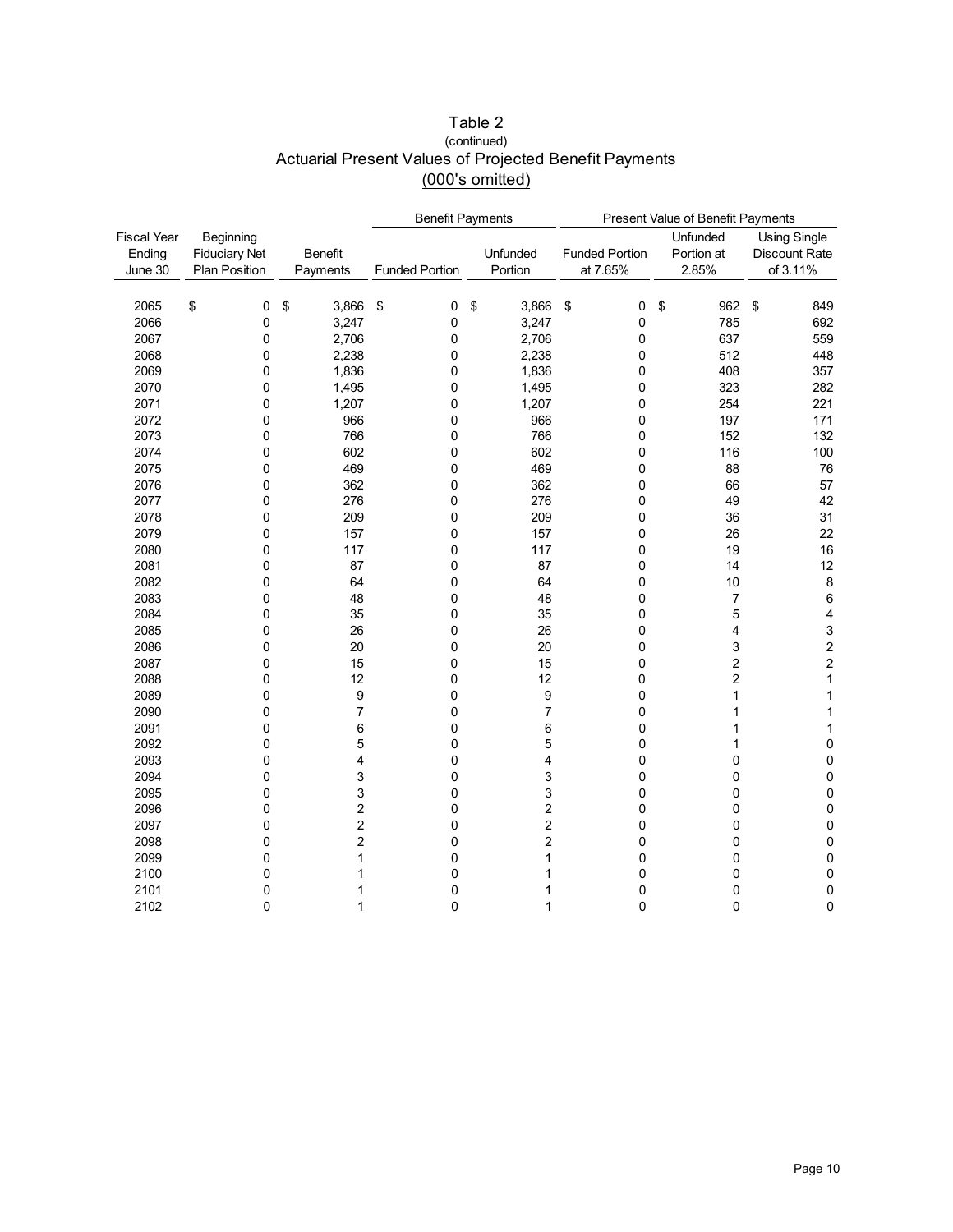# Table 2
(continued)
## Actuarial Present Values of Projected Benefit Payments
(000's omitted)

| | | | Benefit Payments | | Present Value of Benefit Payments | | |
|---|---|---|---|---|---|---|---|
| Fiscal Year Ending June 30 | Beginning Fiduciary Net Plan Position | Benefit Payments | Funded Portion | Unfunded Portion | Funded Portion at 7.65% | Unfunded Portion at 2.85% | Using Single Discount Rate of 3.11% |
| 2065 | $ 0 | $ 3,866 | $ 0 | $ 3,866 | $ 0 | $ 962 | $ 849 |
| 2066 | 0 | 3,247 | 0 | 3,247 | 0 | 785 | 692 |
| 2067 | 0 | 2,706 | 0 | 2,706 | 0 | 637 | 559 |
| 2068 | 0 | 2,238 | 0 | 2,238 | 0 | 512 | 448 |
| 2069 | 0 | 1,836 | 0 | 1,836 | 0 | 408 | 357 |
| 2070 | 0 | 1,495 | 0 | 1,495 | 0 | 323 | 282 |
| 2071 | 0 | 1,207 | 0 | 1,207 | 0 | 254 | 221 |
| 2072 | 0 | 966 | 0 | 966 | 0 | 197 | 171 |
| 2073 | 0 | 766 | 0 | 766 | 0 | 152 | 132 |
| 2074 | 0 | 602 | 0 | 602 | 0 | 116 | 100 |
| 2075 | 0 | 469 | 0 | 469 | 0 | 88 | 76 |
| 2076 | 0 | 362 | 0 | 362 | 0 | 66 | 57 |
| 2077 | 0 | 276 | 0 | 276 | 0 | 49 | 42 |
| 2078 | 0 | 209 | 0 | 209 | 0 | 36 | 31 |
| 2079 | 0 | 157 | 0 | 157 | 0 | 26 | 22 |
| 2080 | 0 | 117 | 0 | 117 | 0 | 19 | 16 |
| 2081 | 0 | 87 | 0 | 87 | 0 | 14 | 12 |
| 2082 | 0 | 64 | 0 | 64 | 0 | 10 | 8 |
| 2083 | 0 | 48 | 0 | 48 | 0 | 7 | 6 |
| 2084 | 0 | 35 | 0 | 35 | 0 | 5 | 4 |
| 2085 | 0 | 26 | 0 | 26 | 0 | 4 | 3 |
| 2086 | 0 | 20 | 0 | 20 | 0 | 3 | 2 |
| 2087 | 0 | 15 | 0 | 15 | 0 | 2 | 2 |
| 2088 | 0 | 12 | 0 | 12 | 0 | 2 | 1 |
| 2089 | 0 | 9 | 0 | 9 | 0 | 1 | 1 |
| 2090 | 0 | 7 | 0 | 7 | 0 | 1 | 1 |
| 2091 | 0 | 6 | 0 | 6 | 0 | 1 | 1 |
| 2092 | 0 | 5 | 0 | 5 | 0 | 1 | 0 |
| 2093 | 0 | 4 | 0 | 4 | 0 | 0 | 0 |
| 2094 | 0 | 3 | 0 | 3 | 0 | 0 | 0 |
| 2095 | 0 | 3 | 0 | 3 | 0 | 0 | 0 |
| 2096 | 0 | 2 | 0 | 2 | 0 | 0 | 0 |
| 2097 | 0 | 2 | 0 | 2 | 0 | 0 | 0 |
| 2098 | 0 | 2 | 0 | 2 | 0 | 0 | 0 |
| 2099 | 0 | 1 | 0 | 1 | 0 | 0 | 0 |
| 2100 | 0 | 1 | 0 | 1 | 0 | 0 | 0 |
| 2101 | 0 | 1 | 0 | 1 | 0 | 0 | 0 |
| 2102 | 0 | 1 | 0 | 1 | 0 | 0 | 0 |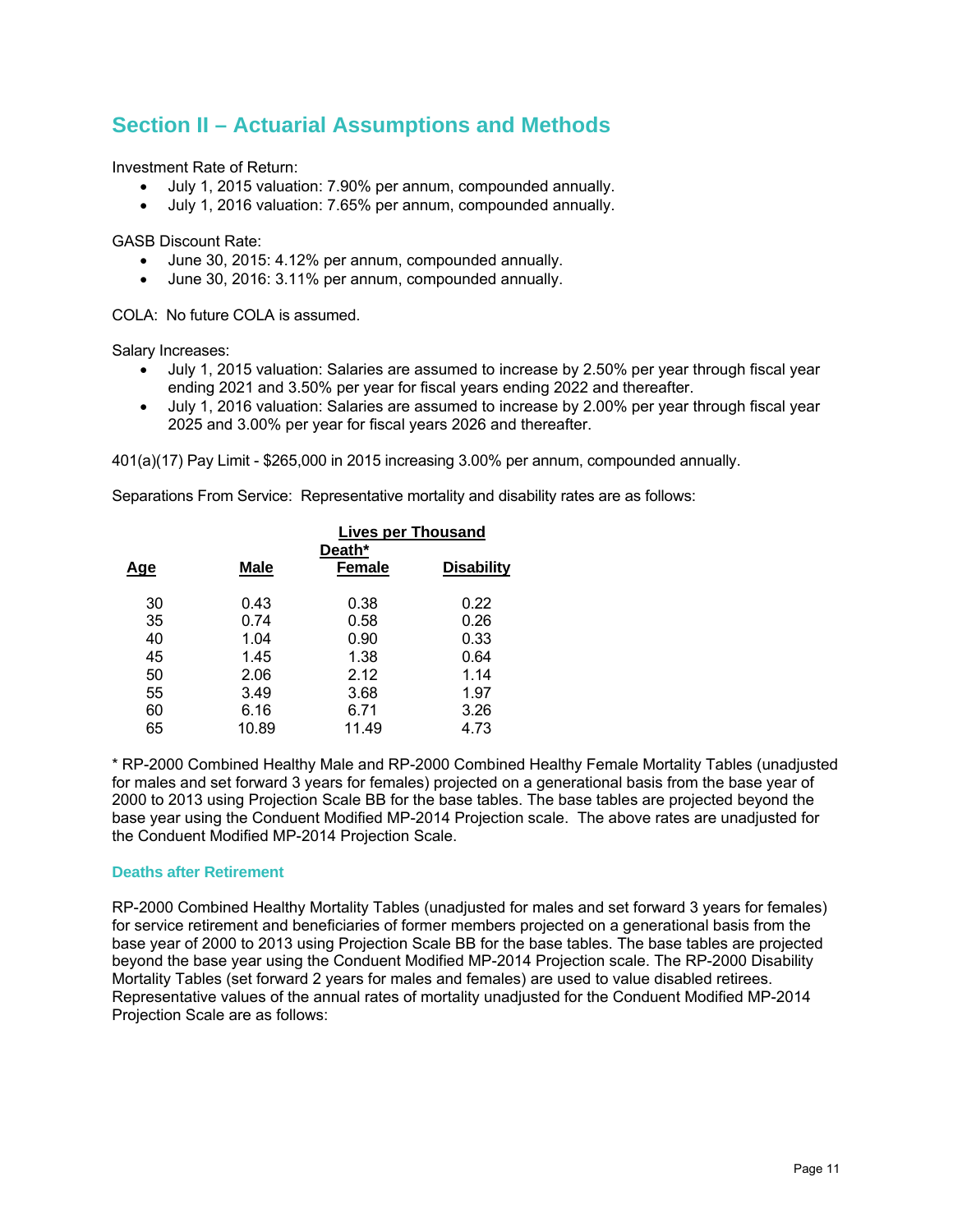## Section II – Actuarial Assumptions and Methods

Investment Rate of Return:

- July 1, 2015 valuation: 7.90% per annum, compounded annually.
- July 1, 2016 valuation: 7.65% per annum, compounded annually.

GASB Discount Rate:

- June 30, 2015: 4.12% per annum, compounded annually.
- June 30, 2016: 3.11% per annum, compounded annually.

COLA: No future COLA is assumed.

Salary Increases:

- July 1, 2015 valuation: Salaries are assumed to increase by 2.50% per year through fiscal year ending 2021 and 3.50% per year for fiscal years ending 2022 and thereafter.
- July 1, 2016 valuation: Salaries are assumed to increase by 2.00% per year through fiscal year 2025 and 3.00% per year for fiscal years 2026 and thereafter.

401(a)(17) Pay Limit - $265,000 in 2015 increasing 3.00% per annum, compounded annually.

Separations From Service: Representative mortality and disability rates are as follows:

| | Lives per Thousand | | |
|---|---|---|---|
| | Death* | | |
| Age | Male | Female | Disability |
| 30 | 0.43 | 0.38 | 0.22 |
| 35 | 0.74 | 0.58 | 0.26 |
| 40 | 1.04 | 0.90 | 0.33 |
| 45 | 1.45 | 1.38 | 0.64 |
| 50 | 2.06 | 2.12 | 1.14 |
| 55 | 3.49 | 3.68 | 1.97 |
| 60 | 6.16 | 6.71 | 3.26 |
| 65 | 10.89 | 11.49 | 4.73 |

* RP-2000 Combined Healthy Male and RP-2000 Combined Healthy Female Mortality Tables (unadjusted for males and set forward 3 years for females) projected on a generational basis from the base year of 2000 to 2013 using Projection Scale BB for the base tables. The base tables are projected beyond the base year using the Conduent Modified MP-2014 Projection scale. The above rates are unadjusted for the Conduent Modified MP-2014 Projection Scale.

### Deaths after Retirement

RP-2000 Combined Healthy Mortality Tables (unadjusted for males and set forward 3 years for females) for service retirement and beneficiaries of former members projected on a generational basis from the base year of 2000 to 2013 using Projection Scale BB for the base tables. The base tables are projected beyond the base year using the Conduent Modified MP-2014 Projection scale. The RP-2000 Disability Mortality Tables (set forward 2 years for males and females) are used to value disabled retirees. Representative values of the annual rates of mortality unadjusted for the Conduent Modified MP-2014 Projection Scale are as follows: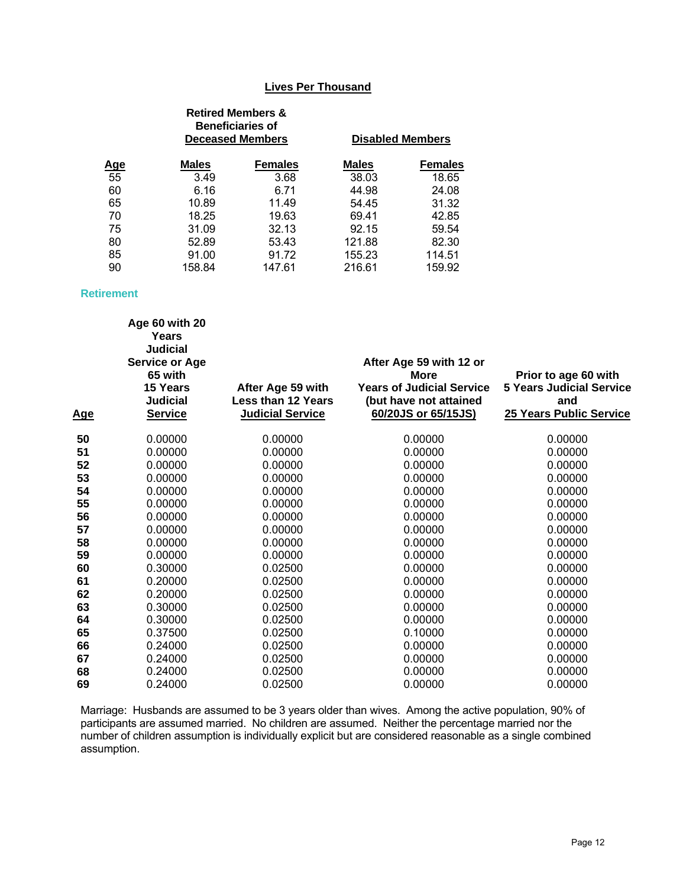## Lives Per Thousand

| | Retired Members & Beneficiaries of Deceased Members | | Disabled Members | |
|---|---|---|---|---|
| **Age** | **Males** | **Females** | **Males** | **Females** |
| 55 | 3.49 | 3.68 | 38.03 | 18.65 |
| 60 | 6.16 | 6.71 | 44.98 | 24.08 |
| 65 | 10.89 | 11.49 | 54.45 | 31.32 |
| 70 | 18.25 | 19.63 | 69.41 | 42.85 |
| 75 | 31.09 | 32.13 | 92.15 | 59.54 |
| 80 | 52.89 | 53.43 | 121.88 | 82.30 |
| 85 | 91.00 | 91.72 | 155.23 | 114.51 |
| 90 | 158.84 | 147.61 | 216.61 | 159.92 |

### Retirement

| Age | Age 60 with 20 Years Judicial Service or Age 65 with 15 Years Judicial Service | After Age 59 with Less than 12 Years Judicial Service | After Age 59 with 12 or More Years of Judicial Service (but have not attained 60/20JS or 65/15JS) | Prior to age 60 with 5 Years Judicial Service and 25 Years Public Service |
|---|---|---|---|---|
| **50** | 0.00000 | 0.00000 | 0.00000 | 0.00000 |
| **51** | 0.00000 | 0.00000 | 0.00000 | 0.00000 |
| **52** | 0.00000 | 0.00000 | 0.00000 | 0.00000 |
| **53** | 0.00000 | 0.00000 | 0.00000 | 0.00000 |
| **54** | 0.00000 | 0.00000 | 0.00000 | 0.00000 |
| **55** | 0.00000 | 0.00000 | 0.00000 | 0.00000 |
| **56** | 0.00000 | 0.00000 | 0.00000 | 0.00000 |
| **57** | 0.00000 | 0.00000 | 0.00000 | 0.00000 |
| **58** | 0.00000 | 0.00000 | 0.00000 | 0.00000 |
| **59** | 0.00000 | 0.00000 | 0.00000 | 0.00000 |
| **60** | 0.30000 | 0.02500 | 0.00000 | 0.00000 |
| **61** | 0.20000 | 0.02500 | 0.00000 | 0.00000 |
| **62** | 0.20000 | 0.02500 | 0.00000 | 0.00000 |
| **63** | 0.30000 | 0.02500 | 0.00000 | 0.00000 |
| **64** | 0.30000 | 0.02500 | 0.00000 | 0.00000 |
| **65** | 0.37500 | 0.02500 | 0.10000 | 0.00000 |
| **66** | 0.24000 | 0.02500 | 0.00000 | 0.00000 |
| **67** | 0.24000 | 0.02500 | 0.00000 | 0.00000 |
| **68** | 0.24000 | 0.02500 | 0.00000 | 0.00000 |
| **69** | 0.24000 | 0.02500 | 0.00000 | 0.00000 |

Marriage: Husbands are assumed to be 3 years older than wives. Among the active population, 90% of participants are assumed married. No children are assumed. Neither the percentage married nor the number of children assumption is individually explicit but are considered reasonable as a single combined assumption.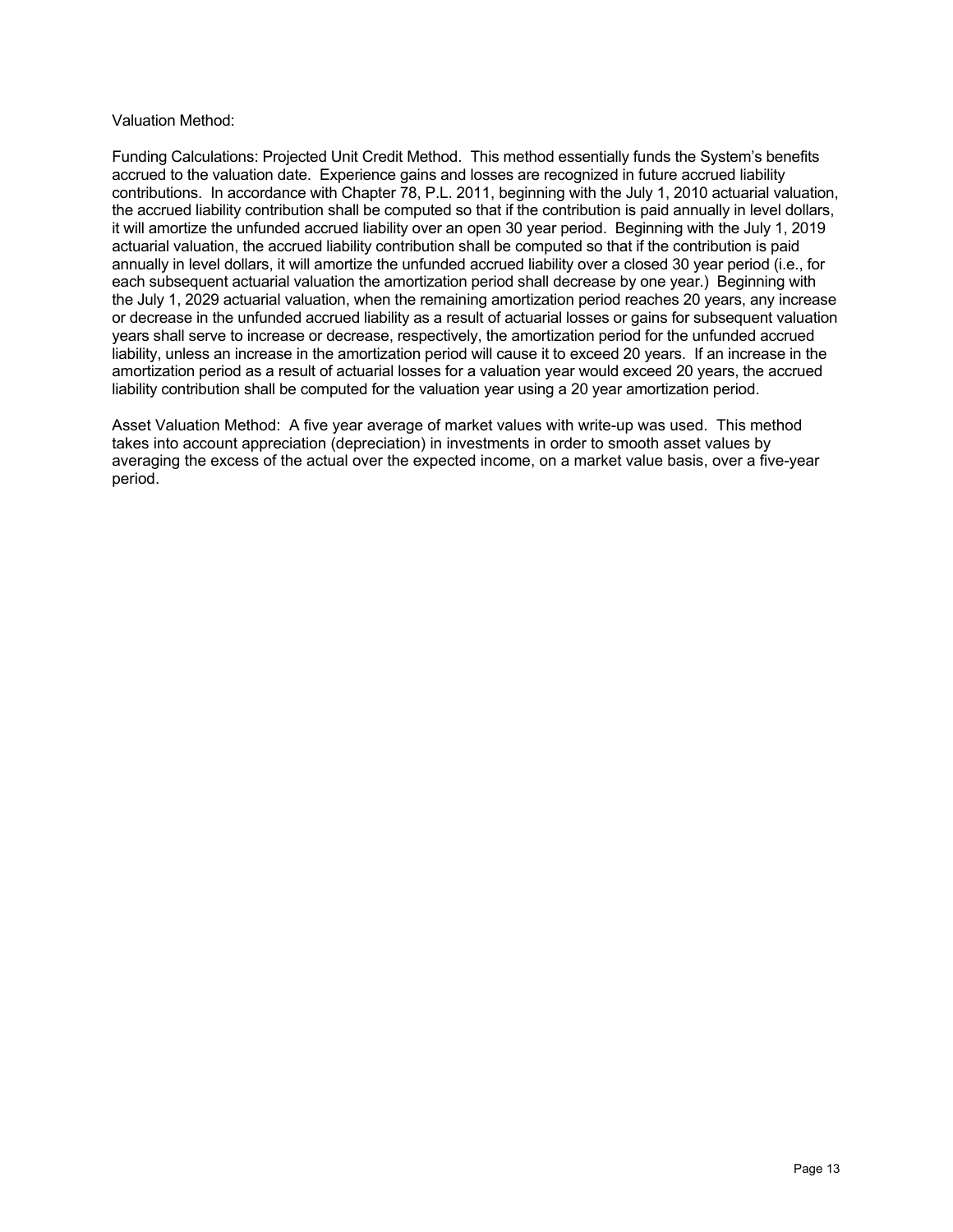Valuation Method:

Funding Calculations: Projected Unit Credit Method. This method essentially funds the System's benefits accrued to the valuation date. Experience gains and losses are recognized in future accrued liability contributions. In accordance with Chapter 78, P.L. 2011, beginning with the July 1, 2010 actuarial valuation, the accrued liability contribution shall be computed so that if the contribution is paid annually in level dollars, it will amortize the unfunded accrued liability over an open 30 year period. Beginning with the July 1, 2019 actuarial valuation, the accrued liability contribution shall be computed so that if the contribution is paid annually in level dollars, it will amortize the unfunded accrued liability over a closed 30 year period (i.e., for each subsequent actuarial valuation the amortization period shall decrease by one year.) Beginning with the July 1, 2029 actuarial valuation, when the remaining amortization period reaches 20 years, any increase or decrease in the unfunded accrued liability as a result of actuarial losses or gains for subsequent valuation years shall serve to increase or decrease, respectively, the amortization period for the unfunded accrued liability, unless an increase in the amortization period will cause it to exceed 20 years. If an increase in the amortization period as a result of actuarial losses for a valuation year would exceed 20 years, the accrued liability contribution shall be computed for the valuation year using a 20 year amortization period.

Asset Valuation Method: A five year average of market values with write-up was used. This method takes into account appreciation (depreciation) in investments in order to smooth asset values by averaging the excess of the actual over the expected income, on a market value basis, over a five-year period.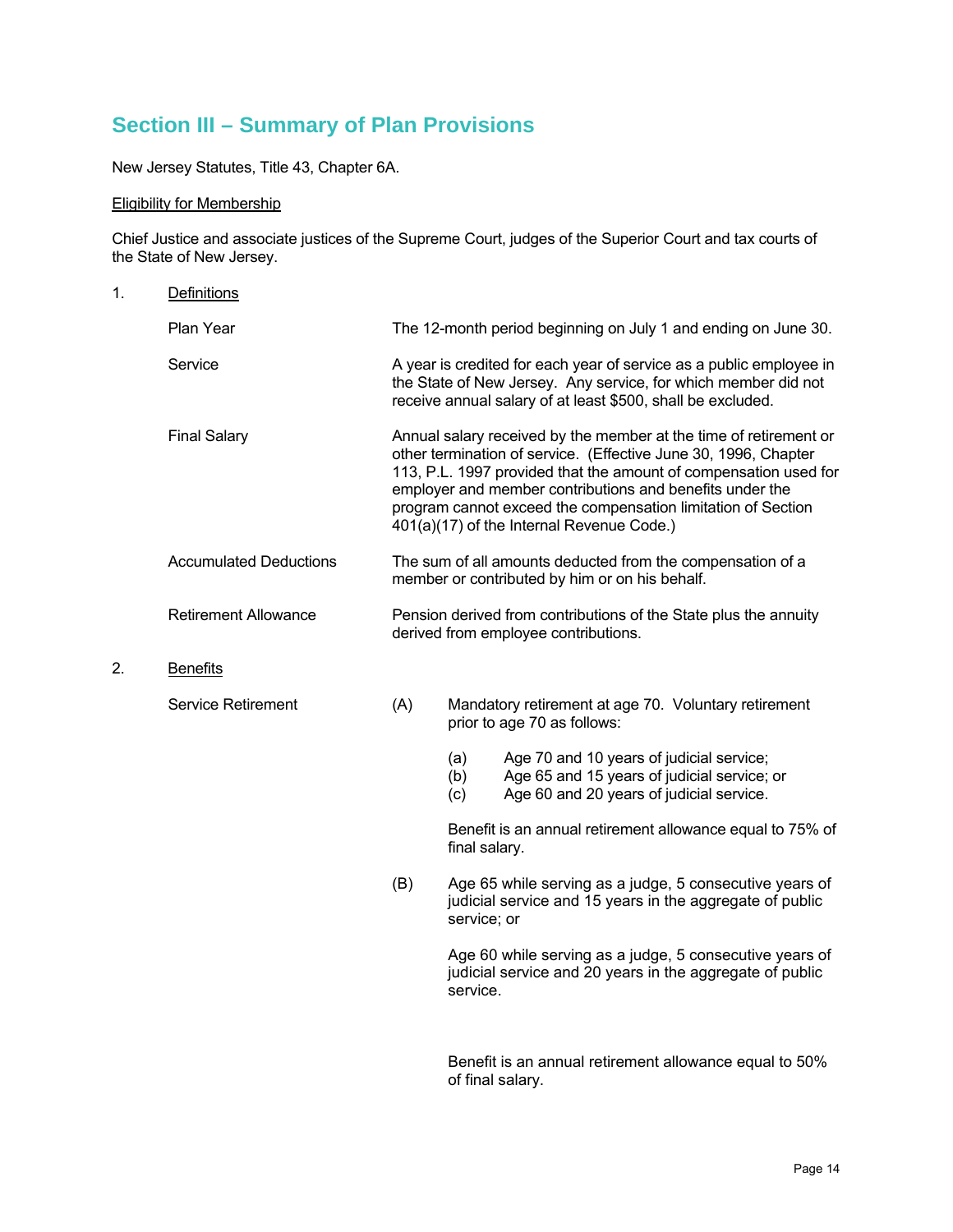## Section III – Summary of Plan Provisions

New Jersey Statutes, Title 43, Chapter 6A.

Eligibility for Membership

Chief Justice and associate justices of the Supreme Court, judges of the Superior Court and tax courts of the State of New Jersey.

1. Definitions

| | |
|---|---|
| Plan Year | The 12-month period beginning on July 1 and ending on June 30. |
| Service | A year is credited for each year of service as a public employee in the State of New Jersey. Any service, for which member did not receive annual salary of at least $500, shall be excluded. |
| Final Salary | Annual salary received by the member at the time of retirement or other termination of service. (Effective June 30, 1996, Chapter 113, P.L. 1997 provided that the amount of compensation used for employer and member contributions and benefits under the program cannot exceed the compensation limitation of Section 401(a)(17) of the Internal Revenue Code.) |
| Accumulated Deductions | The sum of all amounts deducted from the compensation of a member or contributed by him or on his behalf. |
| Retirement Allowance | Pension derived from contributions of the State plus the annuity derived from employee contributions. |

2. Benefits

Service Retirement

(A) Mandatory retirement at age 70. Voluntary retirement prior to age 70 as follows:

- (a) Age 70 and 10 years of judicial service;
- (b) Age 65 and 15 years of judicial service; or
- (c) Age 60 and 20 years of judicial service.

Benefit is an annual retirement allowance equal to 75% of final salary.

(B) Age 65 while serving as a judge, 5 consecutive years of judicial service and 15 years in the aggregate of public service; or

Age 60 while serving as a judge, 5 consecutive years of judicial service and 20 years in the aggregate of public service.

Benefit is an annual retirement allowance equal to 50% of final salary.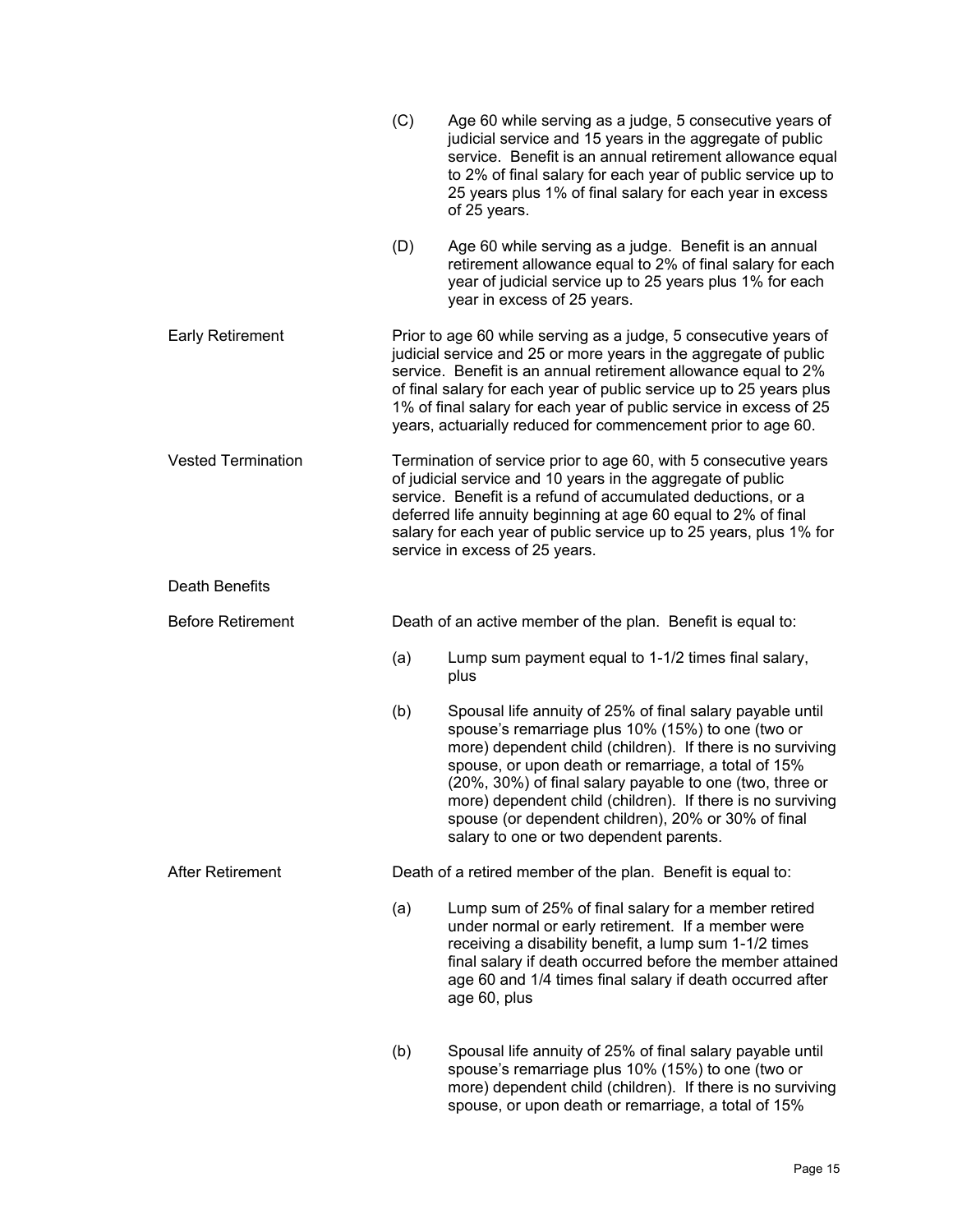(C) Age 60 while serving as a judge, 5 consecutive years of judicial service and 15 years in the aggregate of public service. Benefit is an annual retirement allowance equal to 2% of final salary for each year of public service up to 25 years plus 1% of final salary for each year in excess of 25 years.

(D) Age 60 while serving as a judge. Benefit is an annual retirement allowance equal to 2% of final salary for each year of judicial service up to 25 years plus 1% for each year in excess of 25 years.

**Early Retirement**

Prior to age 60 while serving as a judge, 5 consecutive years of judicial service and 25 or more years in the aggregate of public service. Benefit is an annual retirement allowance equal to 2% of final salary for each year of public service up to 25 years plus 1% of final salary for each year of public service in excess of 25 years, actuarially reduced for commencement prior to age 60.

**Vested Termination**

Termination of service prior to age 60, with 5 consecutive years of judicial service and 10 years in the aggregate of public service. Benefit is a refund of accumulated deductions, or a deferred life annuity beginning at age 60 equal to 2% of final salary for each year of public service up to 25 years, plus 1% for service in excess of 25 years.

**Death Benefits**

**Before Retirement**

Death of an active member of the plan. Benefit is equal to:

(a) Lump sum payment equal to 1-1/2 times final salary, plus

(b) Spousal life annuity of 25% of final salary payable until spouse's remarriage plus 10% (15%) to one (two or more) dependent child (children). If there is no surviving spouse, or upon death or remarriage, a total of 15% (20%, 30%) of final salary payable to one (two, three or more) dependent child (children). If there is no surviving spouse (or dependent children), 20% or 30% of final salary to one or two dependent parents.

**After Retirement**

Death of a retired member of the plan. Benefit is equal to:

(a) Lump sum of 25% of final salary for a member retired under normal or early retirement. If a member were receiving a disability benefit, a lump sum 1-1/2 times final salary if death occurred before the member attained age 60 and 1/4 times final salary if death occurred after age 60, plus

(b) Spousal life annuity of 25% of final salary payable until spouse's remarriage plus 10% (15%) to one (two or more) dependent child (children). If there is no surviving spouse, or upon death or remarriage, a total of 15%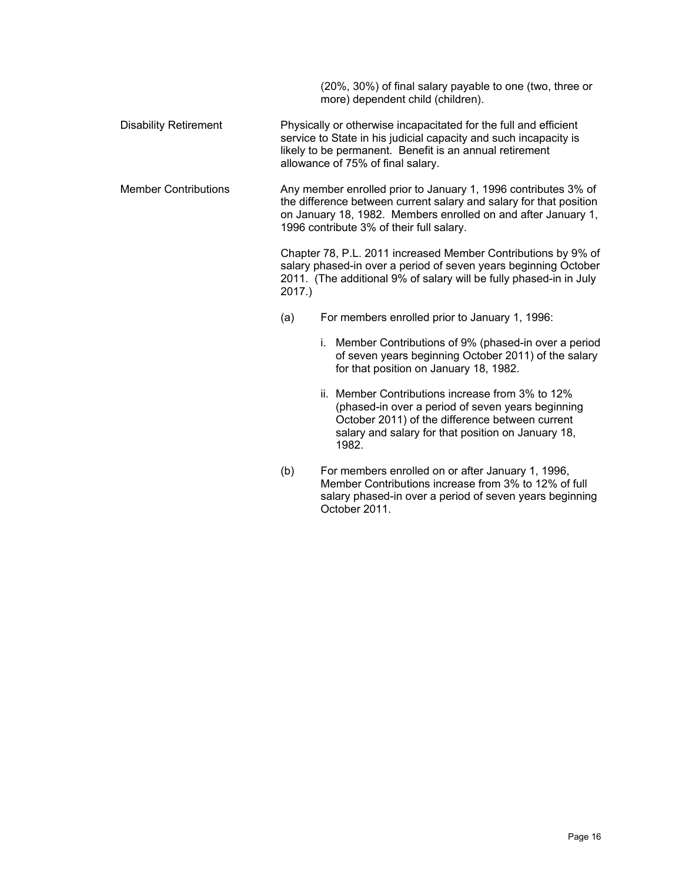(20%, 30%) of final salary payable to one (two, three or more) dependent child (children).

**Disability Retirement**

Physically or otherwise incapacitated for the full and efficient service to State in his judicial capacity and such incapacity is likely to be permanent. Benefit is an annual retirement allowance of 75% of final salary.

**Member Contributions**

Any member enrolled prior to January 1, 1996 contributes 3% of the difference between current salary and salary for that position on January 18, 1982. Members enrolled on and after January 1, 1996 contribute 3% of their full salary.

Chapter 78, P.L. 2011 increased Member Contributions by 9% of salary phased-in over a period of seven years beginning October 2011. (The additional 9% of salary will be fully phased-in in July 2017.)

(a) For members enrolled prior to January 1, 1996:

  i. Member Contributions of 9% (phased-in over a period of seven years beginning October 2011) of the salary for that position on January 18, 1982.

  ii. Member Contributions increase from 3% to 12% (phased-in over a period of seven years beginning October 2011) of the difference between current salary and salary for that position on January 18, 1982.

(b) For members enrolled on or after January 1, 1996, Member Contributions increase from 3% to 12% of full salary phased-in over a period of seven years beginning October 2011.